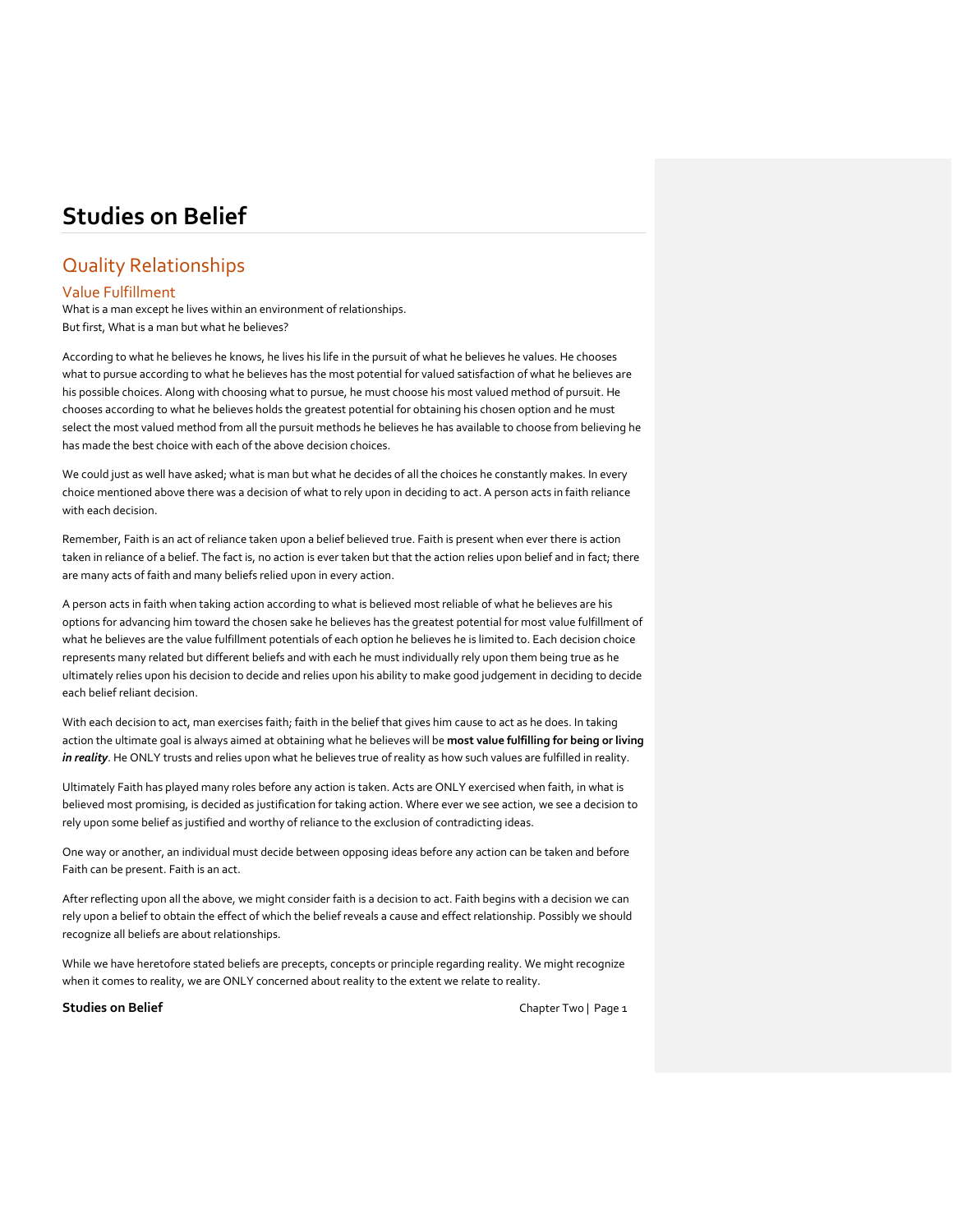# Studies on Belief

## Quality Relationships

### Value Fulfillment

What is a man except he lives within an environment of relationships.
But first, What is a man but what he believes?

According to what he believes he knows, he lives his life in the pursuit of what he believes he values. He chooses what to pursue according to what he believes has the most potential for valued satisfaction of what he believes are his possible choices. Along with choosing what to pursue, he must choose his most valued method of pursuit. He chooses according to what he believes holds the greatest potential for obtaining his chosen option and he must select the most valued method from all the pursuit methods he believes he has available to choose from believing he has made the best choice with each of the above decision choices.

We could just as well have asked; what is man but what he decides of all the choices he constantly makes. In every choice mentioned above there was a decision of what to rely upon in deciding to act. A person acts in faith reliance with each decision.

Remember, Faith is an act of reliance taken upon a belief believed true. Faith is present when ever there is action taken in reliance of a belief. The fact is, no action is ever taken but that the action relies upon belief and in fact; there are many acts of faith and many beliefs relied upon in every action.

A person acts in faith when taking action according to what is believed most reliable of what he believes are his options for advancing him toward the chosen sake he believes has the greatest potential for most value fulfillment of what he believes are the value fulfillment potentials of each option he believes he is limited to. Each decision choice represents many related but different beliefs and with each he must individually rely upon them being true as he ultimately relies upon his decision to decide and relies upon his ability to make good judgement in deciding to decide each belief reliant decision.

With each decision to act, man exercises faith; faith in the belief that gives him cause to act as he does. In taking action the ultimate goal is always aimed at obtaining what he believes will be **most value fulfilling for being or living *in reality***. He ONLY trusts and relies upon what he believes true of reality as how such values are fulfilled in reality.

Ultimately Faith has played many roles before any action is taken. Acts are ONLY exercised when faith, in what is believed most promising, is decided as justification for taking action. Where ever we see action, we see a decision to rely upon some belief as justified and worthy of reliance to the exclusion of contradicting ideas.

One way or another, an individual must decide between opposing ideas before any action can be taken and before Faith can be present. Faith is an act.

After reflecting upon all the above, we might consider faith is a decision to act. Faith begins with a decision we can rely upon a belief to obtain the effect of which the belief reveals a cause and effect relationship. Possibly we should recognize all beliefs are about relationships.

While we have heretofore stated beliefs are precepts, concepts or principle regarding reality. We might recognize when it comes to reality, we are ONLY concerned about reality to the extent we relate to reality.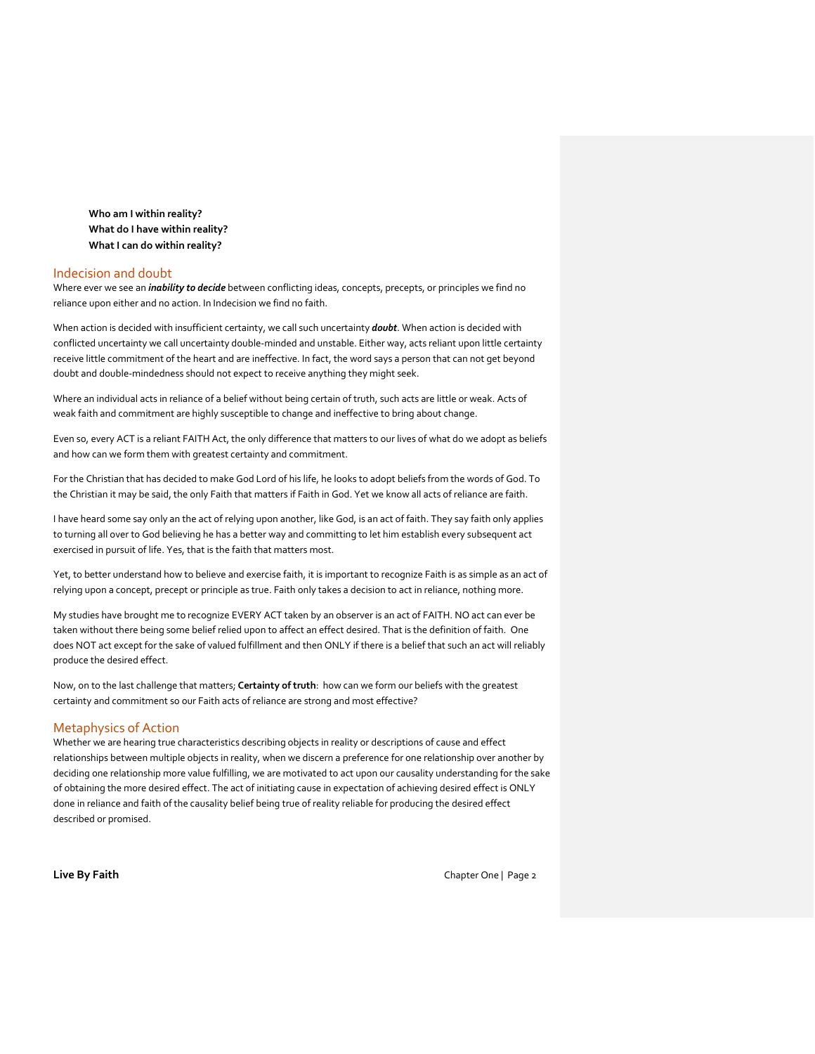**Who am I within reality?**
**What do I have within reality?**
**What I can do within reality?**

## Indecision and doubt

Where ever we see an ***inability to decide*** between conflicting ideas, concepts, precepts, or principles we find no reliance upon either and no action. In Indecision we find no faith.

When action is decided with insufficient certainty, we call such uncertainty ***doubt***. When action is decided with conflicted uncertainty we call uncertainty double-minded and unstable. Either way, acts reliant upon little certainty receive little commitment of the heart and are ineffective. In fact, the word says a person that can not get beyond doubt and double-mindedness should not expect to receive anything they might seek.

Where an individual acts in reliance of a belief without being certain of truth, such acts are little or weak. Acts of weak faith and commitment are highly susceptible to change and ineffective to bring about change.

Even so, every ACT is a reliant FAITH Act, the only difference that matters to our lives of what do we adopt as beliefs and how can we form them with greatest certainty and commitment.

For the Christian that has decided to make God Lord of his life, he looks to adopt beliefs from the words of God. To the Christian it may be said, the only Faith that matters if Faith in God. Yet we know all acts of reliance are faith.

I have heard some say only an the act of relying upon another, like God, is an act of faith. They say faith only applies to turning all over to God believing he has a better way and committing to let him establish every subsequent act exercised in pursuit of life. Yes, that is the faith that matters most.

Yet, to better understand how to believe and exercise faith, it is important to recognize Faith is as simple as an act of relying upon a concept, precept or principle as true. Faith only takes a decision to act in reliance, nothing more.

My studies have brought me to recognize EVERY ACT taken by an observer is an act of FAITH. NO act can ever be taken without there being some belief relied upon to affect an effect desired. That is the definition of faith. One does NOT act except for the sake of valued fulfillment and then ONLY if there is a belief that such an act will reliably produce the desired effect.

Now, on to the last challenge that matters; **Certainty of truth**: how can we form our beliefs with the greatest certainty and commitment so our Faith acts of reliance are strong and most effective?

## Metaphysics of Action

Whether we are hearing true characteristics describing objects in reality or descriptions of cause and effect relationships between multiple objects in reality, when we discern a preference for one relationship over another by deciding one relationship more value fulfilling, we are motivated to act upon our causality understanding for the sake of obtaining the more desired effect. The act of initiating cause in expectation of achieving desired effect is ONLY done in reliance and faith of the causality belief being true of reality reliable for producing the desired effect described or promised.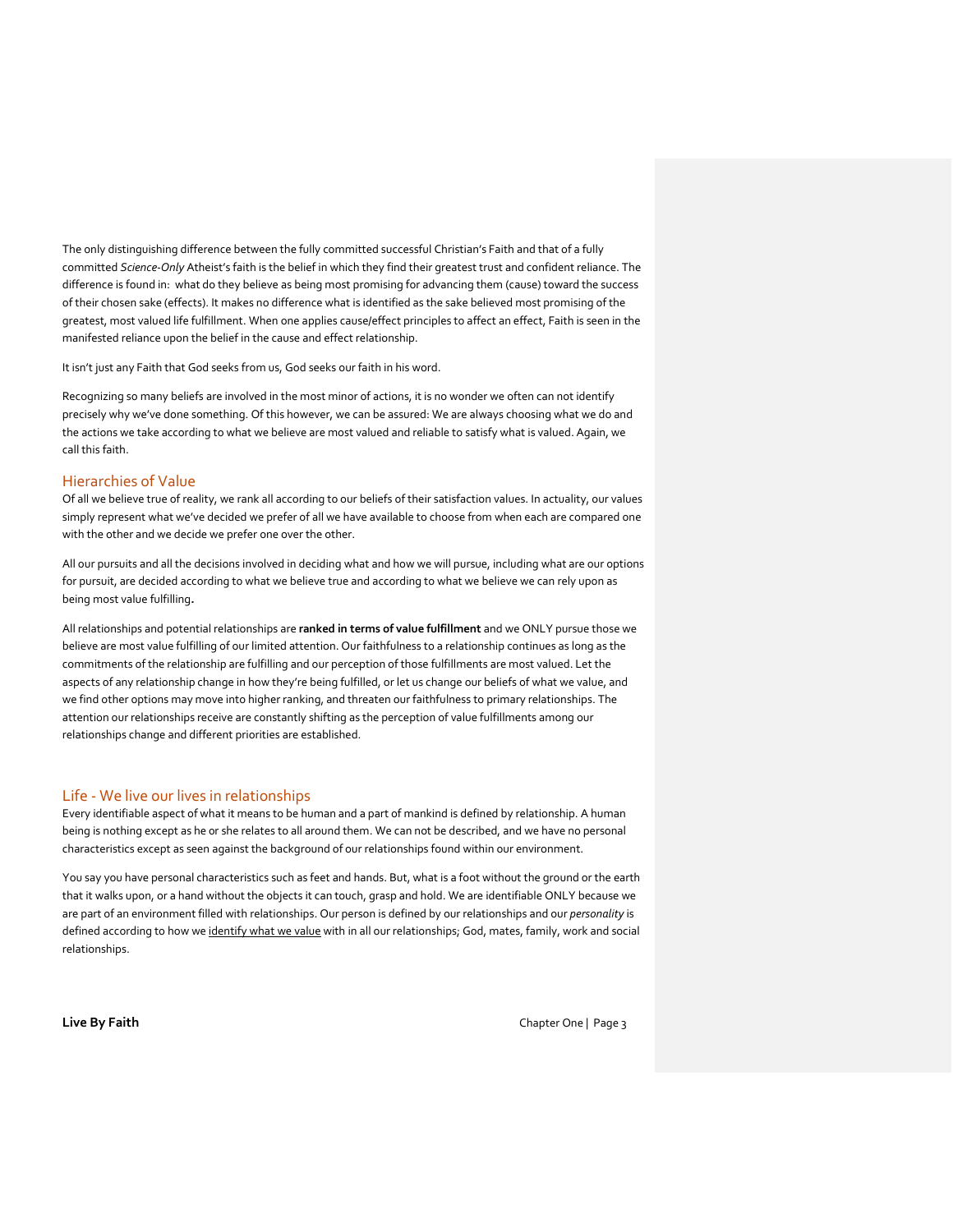The only distinguishing difference between the fully committed successful Christian's Faith and that of a fully committed *Science-Only* Atheist's faith is the belief in which they find their greatest trust and confident reliance. The difference is found in: what do they believe as being most promising for advancing them (cause) toward the success of their chosen sake (effects). It makes no difference what is identified as the sake believed most promising of the greatest, most valued life fulfillment. When one applies cause/effect principles to affect an effect, Faith is seen in the manifested reliance upon the belief in the cause and effect relationship.

It isn't just any Faith that God seeks from us, God seeks our faith in his word.

Recognizing so many beliefs are involved in the most minor of actions, it is no wonder we often can not identify precisely why we've done something. Of this however, we can be assured: We are always choosing what we do and the actions we take according to what we believe are most valued and reliable to satisfy what is valued. Again, we call this faith.

## Hierarchies of Value

Of all we believe true of reality, we rank all according to our beliefs of their satisfaction values. In actuality, our values simply represent what we've decided we prefer of all we have available to choose from when each are compared one with the other and we decide we prefer one over the other.

All our pursuits and all the decisions involved in deciding what and how we will pursue, including what are our options for pursuit, are decided according to what we believe true and according to what we believe we can rely upon as being most value fulfilling**.**

All relationships and potential relationships are **ranked in terms of value fulfillment** and we ONLY pursue those we believe are most value fulfilling of our limited attention. Our faithfulness to a relationship continues as long as the commitments of the relationship are fulfilling and our perception of those fulfillments are most valued. Let the aspects of any relationship change in how they're being fulfilled, or let us change our beliefs of what we value, and we find other options may move into higher ranking, and threaten our faithfulness to primary relationships. The attention our relationships receive are constantly shifting as the perception of value fulfillments among our relationships change and different priorities are established.

## Life - We live our lives in relationships

Every identifiable aspect of what it means to be human and a part of mankind is defined by relationship. A human being is nothing except as he or she relates to all around them. We can not be described, and we have no personal characteristics except as seen against the background of our relationships found within our environment.

You say you have personal characteristics such as feet and hands. But, what is a foot without the ground or the earth that it walks upon, or a hand without the objects it can touch, grasp and hold. We are identifiable ONLY because we are part of an environment filled with relationships. Our person is defined by our relationships and our *personality* is defined according to how we identify what we value with in all our relationships; God, mates, family, work and social relationships.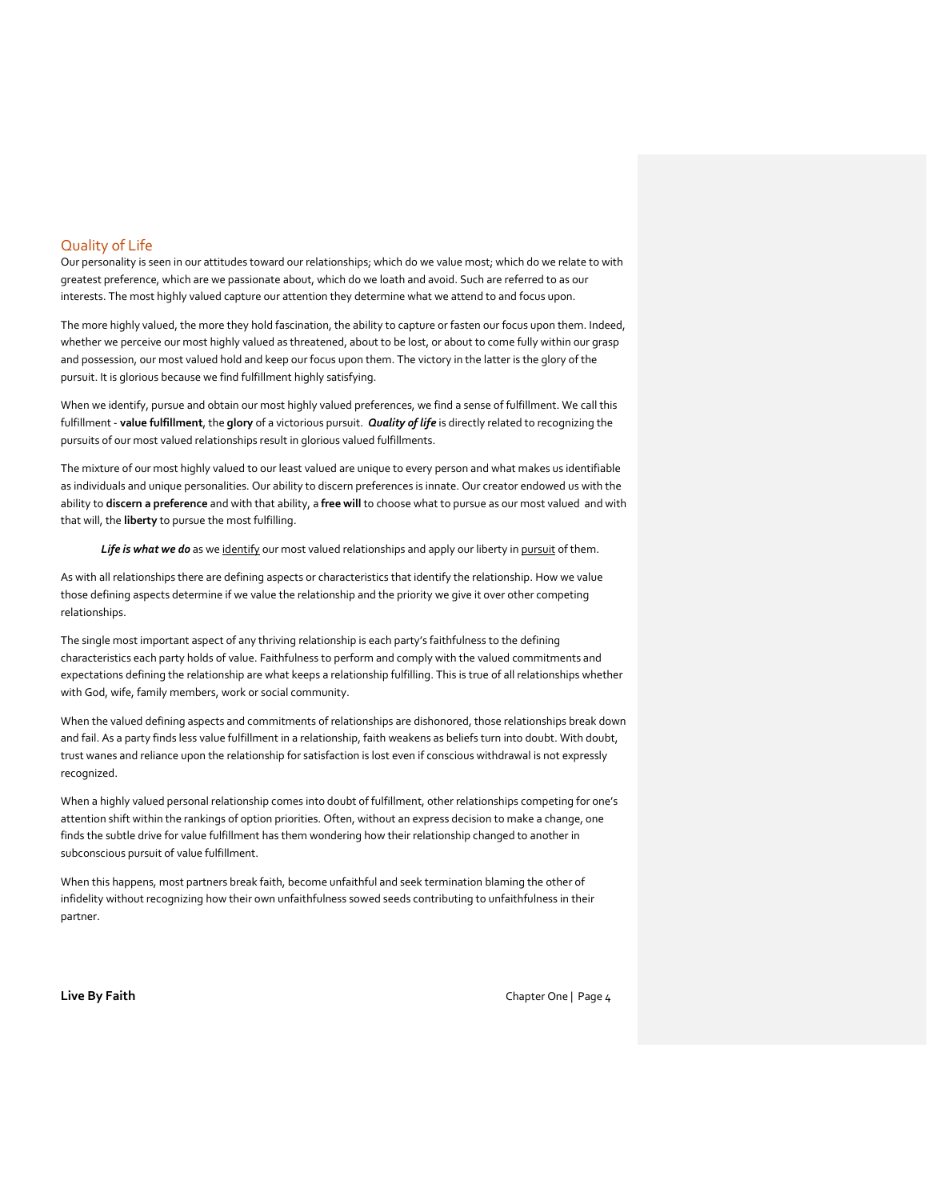## Quality of Life

Our personality is seen in our attitudes toward our relationships; which do we value most; which do we relate to with greatest preference, which are we passionate about, which do we loath and avoid. Such are referred to as our interests. The most highly valued capture our attention they determine what we attend to and focus upon.

The more highly valued, the more they hold fascination, the ability to capture or fasten our focus upon them. Indeed, whether we perceive our most highly valued as threatened, about to be lost, or about to come fully within our grasp and possession, our most valued hold and keep our focus upon them. The victory in the latter is the glory of the pursuit. It is glorious because we find fulfillment highly satisfying.

When we identify, pursue and obtain our most highly valued preferences, we find a sense of fulfillment. We call this fulfillment - **value fulfillment**, the **glory** of a victorious pursuit. ***Quality of life*** is directly related to recognizing the pursuits of our most valued relationships result in glorious valued fulfillments.

The mixture of our most highly valued to our least valued are unique to every person and what makes us identifiable as individuals and unique personalities. Our ability to discern preferences is innate. Our creator endowed us with the ability to **discern a preference** and with that ability, a **free will** to choose what to pursue as our most valued and with that will, the **liberty** to pursue the most fulfilling.

> ***Life is what we do*** as we identify our most valued relationships and apply our liberty in pursuit of them.

As with all relationships there are defining aspects or characteristics that identify the relationship. How we value those defining aspects determine if we value the relationship and the priority we give it over other competing relationships.

The single most important aspect of any thriving relationship is each party's faithfulness to the defining characteristics each party holds of value. Faithfulness to perform and comply with the valued commitments and expectations defining the relationship are what keeps a relationship fulfilling. This is true of all relationships whether with God, wife, family members, work or social community.

When the valued defining aspects and commitments of relationships are dishonored, those relationships break down and fail. As a party finds less value fulfillment in a relationship, faith weakens as beliefs turn into doubt. With doubt, trust wanes and reliance upon the relationship for satisfaction is lost even if conscious withdrawal is not expressly recognized.

When a highly valued personal relationship comes into doubt of fulfillment, other relationships competing for one's attention shift within the rankings of option priorities. Often, without an express decision to make a change, one finds the subtle drive for value fulfillment has them wondering how their relationship changed to another in subconscious pursuit of value fulfillment.

When this happens, most partners break faith, become unfaithful and seek termination blaming the other of infidelity without recognizing how their own unfaithfulness sowed seeds contributing to unfaithfulness in their partner.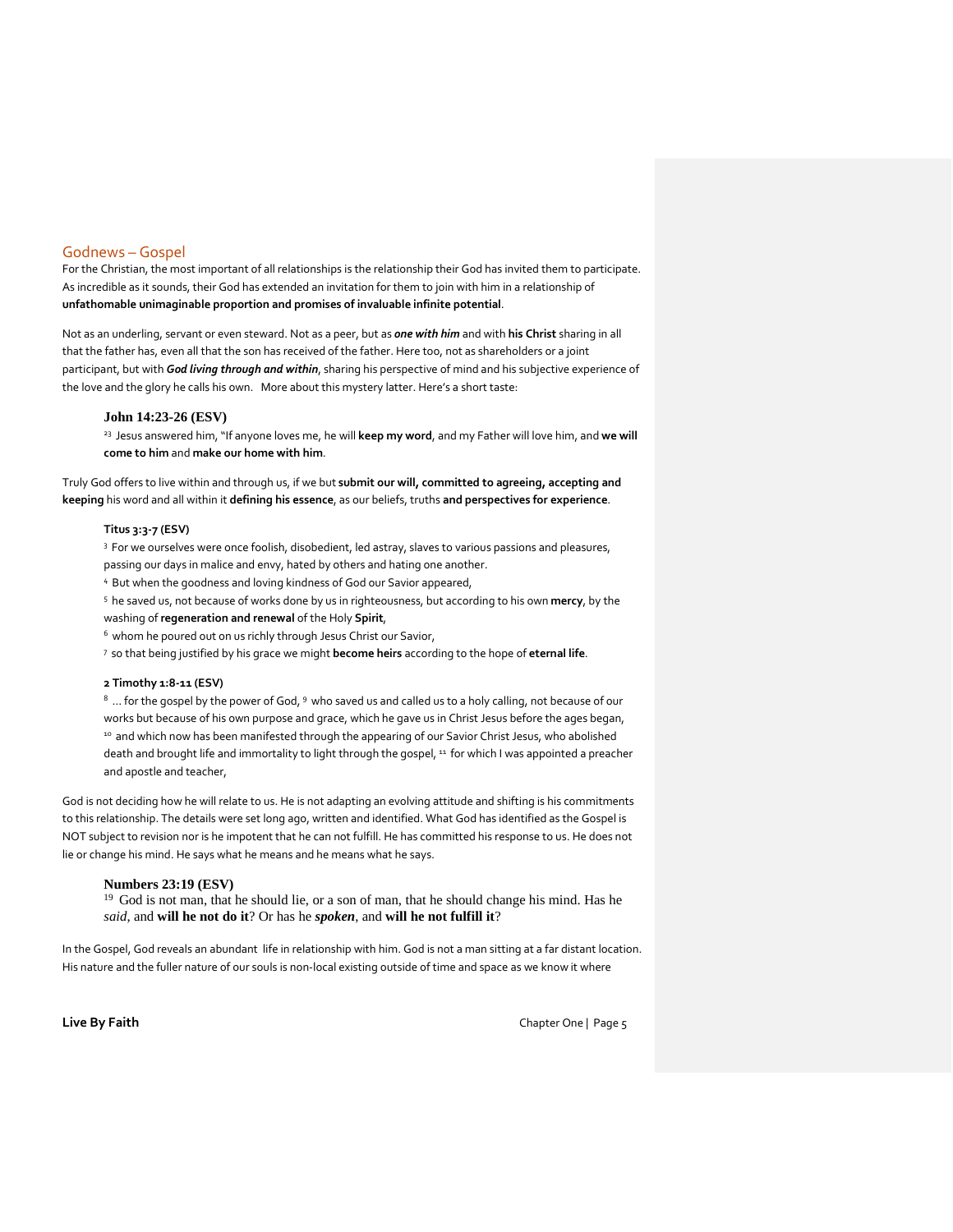## Godnews – Gospel

For the Christian, the most important of all relationships is the relationship their God has invited them to participate. As incredible as it sounds, their God has extended an invitation for them to join with him in a relationship of **unfathomable unimaginable proportion and promises of invaluable infinite potential**.

Not as an underling, servant or even steward. Not as a peer, but as ***one with him*** and with **his Christ** sharing in all that the father has, even all that the son has received of the father. Here too, not as shareholders or a joint participant, but with ***God living through and within***, sharing his perspective of mind and his subjective experience of the love and the glory he calls his own. More about this mystery latter. Here's a short taste:

> **John 14:23-26 (ESV)**
>
> [23] Jesus answered him, "If anyone loves me, he will **keep my word**, and my Father will love him, and **we will come to him** and **make our home with him**.

Truly God offers to live within and through us, if we but **submit our will, committed to agreeing, accepting and keeping** his word and all within it **defining his essence**, as our beliefs, truths **and perspectives for experience**.

> **Titus 3:3-7 (ESV)**
>
> [3] For we ourselves were once foolish, disobedient, led astray, slaves to various passions and pleasures, passing our days in malice and envy, hated by others and hating one another.
>
> [4] But when the goodness and loving kindness of God our Savior appeared,
>
> [5] he saved us, not because of works done by us in righteousness, but according to his own **mercy**, by the washing of **regeneration and renewal** of the Holy **Spirit**,
>
> [6] whom he poured out on us richly through Jesus Christ our Savior,
>
> [7] so that being justified by his grace we might **become heirs** according to the hope of **eternal life**.

> **2 Timothy 1:8-11 (ESV)**
>
> [8] … for the gospel by the power of God, [9] who saved us and called us to a holy calling, not because of our works but because of his own purpose and grace, which he gave us in Christ Jesus before the ages began, [10] and which now has been manifested through the appearing of our Savior Christ Jesus, who abolished death and brought life and immortality to light through the gospel, [11] for which I was appointed a preacher and apostle and teacher,

God is not deciding how he will relate to us. He is not adapting an evolving attitude and shifting is his commitments to this relationship. The details were set long ago, written and identified. What God has identified as the Gospel is NOT subject to revision nor is he impotent that he can not fulfill. He has committed his response to us. He does not lie or change his mind. He says what he means and he means what he says.

> **Numbers 23:19 (ESV)**
>
> [19] God is not man, that he should lie, or a son of man, that he should change his mind. Has he *said*, and **will he not do it**? Or has he ***spoken***, and **will he not fulfill it**?

In the Gospel, God reveals an abundant life in relationship with him. God is not a man sitting at a far distant location. His nature and the fuller nature of our souls is non-local existing outside of time and space as we know it where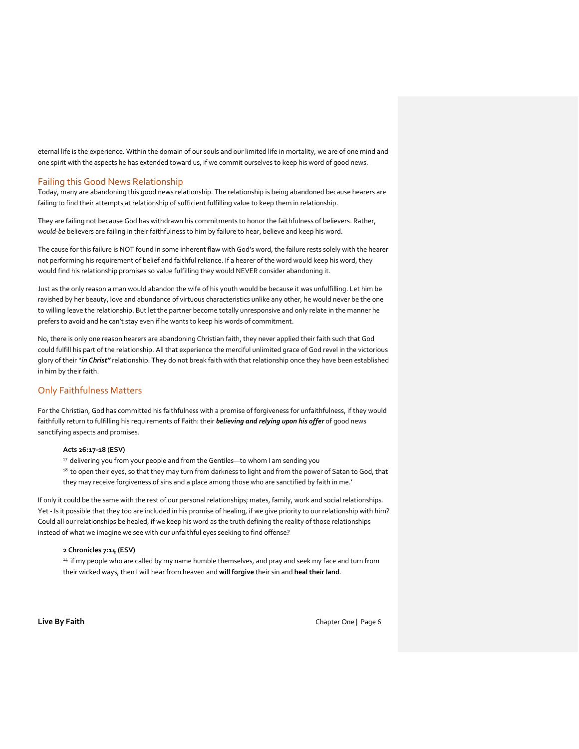eternal life is the experience. Within the domain of our souls and our limited life in mortality, we are of one mind and one spirit with the aspects he has extended toward us, if we commit ourselves to keep his word of good news.

## Failing this Good News Relationship

Today, many are abandoning this good news relationship. The relationship is being abandoned because hearers are failing to find their attempts at relationship of sufficient fulfilling value to keep them in relationship.

They are failing not because God has withdrawn his commitments to honor the faithfulness of believers. Rather, *would-be* believers are failing in their faithfulness to him by failure to hear, believe and keep his word.

The cause for this failure is NOT found in some inherent flaw with God's word, the failure rests solely with the hearer not performing his requirement of belief and faithful reliance. If a hearer of the word would keep his word, they would find his relationship promises so value fulfilling they would NEVER consider abandoning it.

Just as the only reason a man would abandon the wife of his youth would be because it was unfulfilling. Let him be ravished by her beauty, love and abundance of virtuous characteristics unlike any other, he would never be the one to willing leave the relationship. But let the partner become totally unresponsive and only relate in the manner he prefers to avoid and he can't stay even if he wants to keep his words of commitment.

No, there is only one reason hearers are abandoning Christian faith, they never applied their faith such that God could fulfill his part of the relationship. All that experience the merciful unlimited grace of God revel in the victorious glory of their "***in Christ***" relationship. They do not break faith with that relationship once they have been established in him by their faith.

## Only Faithfulness Matters

For the Christian, God has committed his faithfulness with a promise of forgiveness for unfaithfulness, if they would faithfully return to fulfilling his requirements of Faith: their ***believing and relying upon his offer*** of good news sanctifying aspects and promises.

> **Acts 26:17-18 (ESV)**
> [17] delivering you from your people and from the Gentiles—to whom I am sending you
> [18] to open their eyes, so that they may turn from darkness to light and from the power of Satan to God, that they may receive forgiveness of sins and a place among those who are sanctified by faith in me.'

If only it could be the same with the rest of our personal relationships; mates, family, work and social relationships. Yet - Is it possible that they too are included in his promise of healing, if we give priority to our relationship with him? Could all our relationships be healed, if we keep his word as the truth defining the reality of those relationships instead of what we imagine we see with our unfaithful eyes seeking to find offense?

> **2 Chronicles 7:14 (ESV)**
> [14] if my people who are called by my name humble themselves, and pray and seek my face and turn from their wicked ways, then I will hear from heaven and **will forgive** their sin and **heal their land**.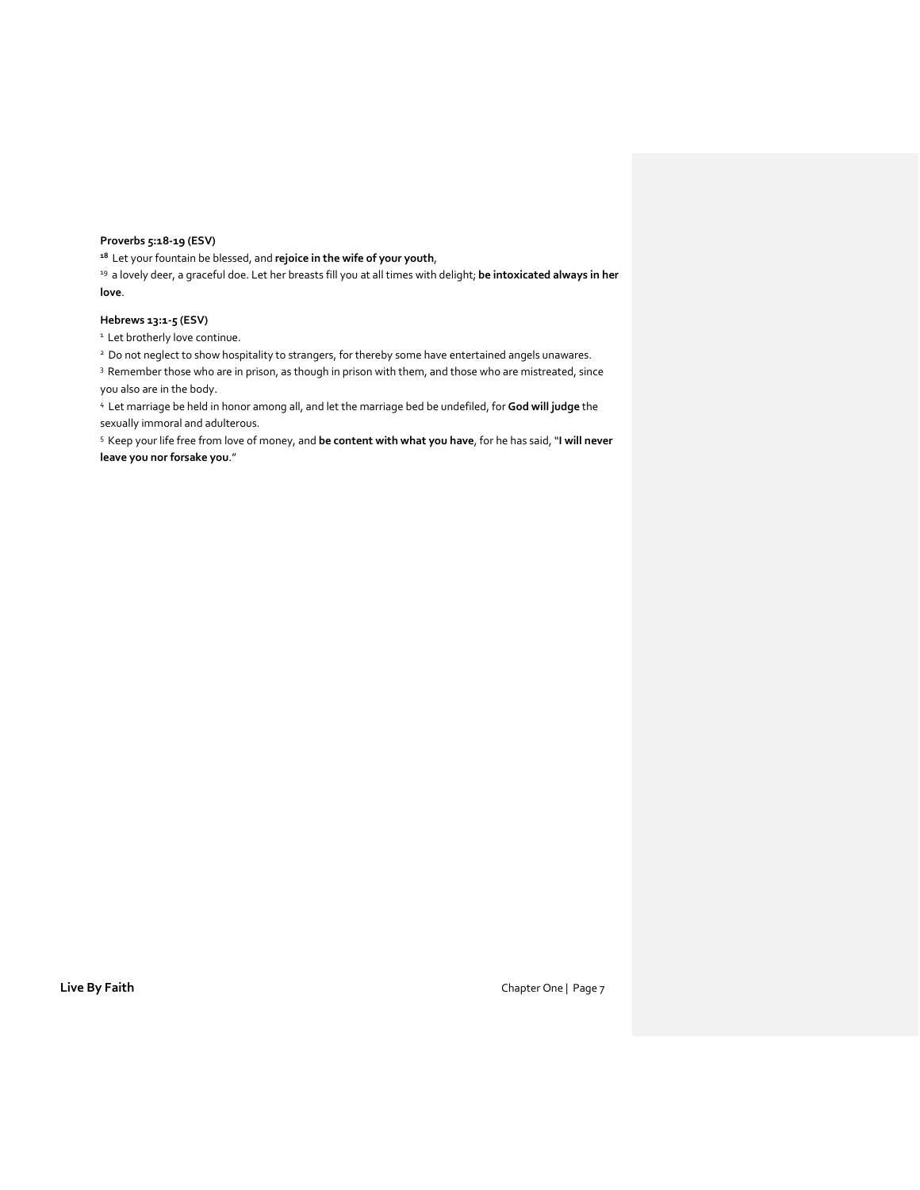**Proverbs 5:18-19 (ESV)**

[18] Let your fountain be blessed, and **rejoice in the wife of your youth**,

[19] a lovely deer, a graceful doe. Let her breasts fill you at all times with delight; **be intoxicated always in her love**.

**Hebrews 13:1-5 (ESV)**

[1] Let brotherly love continue.

[2] Do not neglect to show hospitality to strangers, for thereby some have entertained angels unawares.

[3] Remember those who are in prison, as though in prison with them, and those who are mistreated, since you also are in the body.

[4] Let marriage be held in honor among all, and let the marriage bed be undefiled, for **God will judge** the sexually immoral and adulterous.

[5] Keep your life free from love of money, and **be content with what you have**, for he has said, "**I will never leave you nor forsake you**."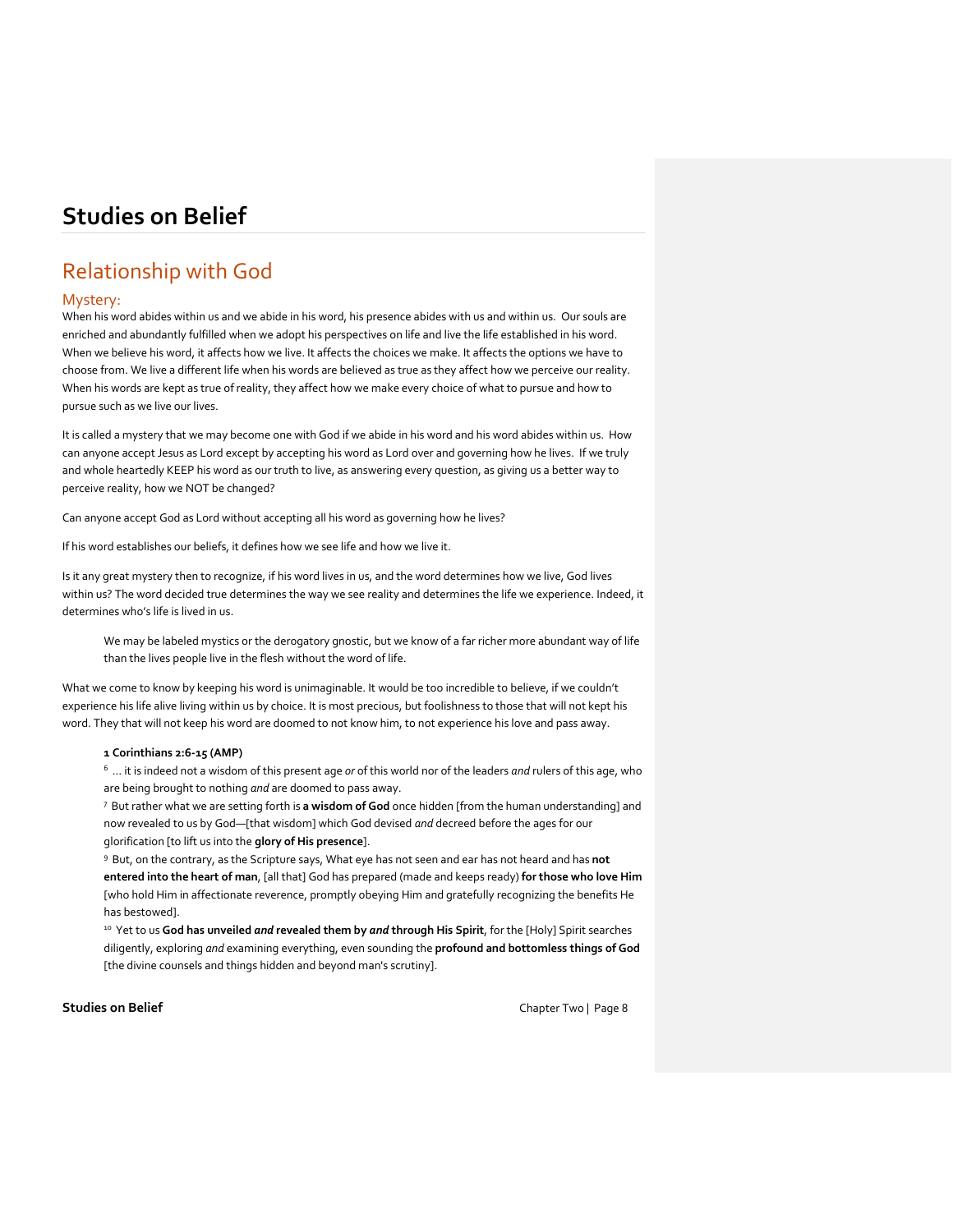# Studies on Belief

## Relationship with God

### Mystery:

When his word abides within us and we abide in his word, his presence abides with us and within us. Our souls are enriched and abundantly fulfilled when we adopt his perspectives on life and live the life established in his word. When we believe his word, it affects how we live. It affects the choices we make. It affects the options we have to choose from. We live a different life when his words are believed as true as they affect how we perceive our reality. When his words are kept as true of reality, they affect how we make every choice of what to pursue and how to pursue such as we live our lives.

It is called a mystery that we may become one with God if we abide in his word and his word abides within us. How can anyone accept Jesus as Lord except by accepting his word as Lord over and governing how he lives. If we truly and whole heartedly KEEP his word as our truth to live, as answering every question, as giving us a better way to perceive reality, how we NOT be changed?

Can anyone accept God as Lord without accepting all his word as governing how he lives?

If his word establishes our beliefs, it defines how we see life and how we live it.

Is it any great mystery then to recognize, if his word lives in us, and the word determines how we live, God lives within us? The word decided true determines the way we see reality and determines the life we experience. Indeed, it determines who's life is lived in us.

> We may be labeled mystics or the derogatory gnostic, but we know of a far richer more abundant way of life than the lives people live in the flesh without the word of life.

What we come to know by keeping his word is unimaginable. It would be too incredible to believe, if we couldn't experience his life alive living within us by choice. It is most precious, but foolishness to those that will not kept his word. They that will not keep his word are doomed to not know him, to not experience his love and pass away.

> **1 Corinthians 2:6-15 (AMP)**
>
> [6] ... it is indeed not a wisdom of this present age *or* of this world nor of the leaders *and* rulers of this age, who are being brought to nothing *and* are doomed to pass away.
>
> [7] But rather what we are setting forth is **a wisdom of God** once hidden [from the human understanding] and now revealed to us by God—[that wisdom] which God devised *and* decreed before the ages for our glorification [to lift us into the **glory of His presence**].
>
> [9] But, on the contrary, as the Scripture says, What eye has not seen and ear has not heard and has **not entered into the heart of man**, [all that] God has prepared (made and keeps ready) **for those who love Him** [who hold Him in affectionate reverence, promptly obeying Him and gratefully recognizing the benefits He has bestowed].
>
> [10] Yet to us **God has unveiled *and* revealed them by *and* through His Spirit**, for the [Holy] Spirit searches diligently, exploring *and* examining everything, even sounding the **profound and bottomless things of God** [the divine counsels and things hidden and beyond man's scrutiny].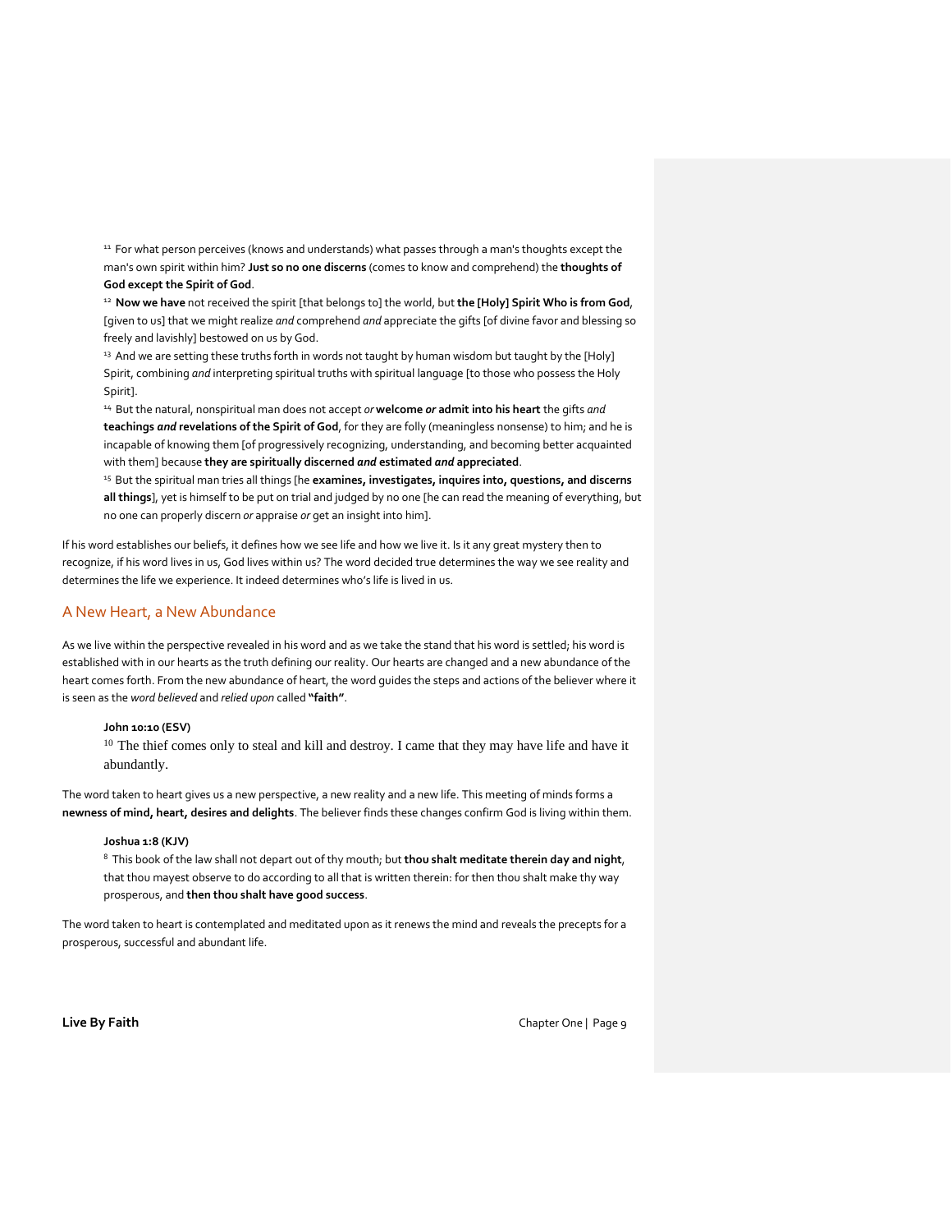> [11] For what person perceives (knows and understands) what passes through a man's thoughts except the man's own spirit within him? **Just so no one discerns** (comes to know and comprehend) the **thoughts of God except the Spirit of God**.
> [12] **Now we have** not received the spirit [that belongs to] the world, but **the [Holy] Spirit Who is from God**, [given to us] that we might realize *and* comprehend *and* appreciate the gifts [of divine favor and blessing so freely and lavishly] bestowed on us by God.
> [13] And we are setting these truths forth in words not taught by human wisdom but taught by the [Holy] Spirit, combining *and* interpreting spiritual truths with spiritual language [to those who possess the Holy Spirit].
> [14] But the natural, nonspiritual man does not accept *or* **welcome *or* admit into his heart** the gifts *and* **teachings *and* revelations of the Spirit of God**, for they are folly (meaningless nonsense) to him; and he is incapable of knowing them [of progressively recognizing, understanding, and becoming better acquainted with them] because **they are spiritually discerned *and* estimated *and* appreciated**.
> [15] But the spiritual man tries all things [he **examines, investigates, inquires into, questions, and discerns all things**], yet is himself to be put on trial and judged by no one [he can read the meaning of everything, but no one can properly discern *or* appraise *or* get an insight into him].

If his word establishes our beliefs, it defines how we see life and how we live it. Is it any great mystery then to recognize, if his word lives in us, God lives within us? The word decided true determines the way we see reality and determines the life we experience. It indeed determines who's life is lived in us.

## A New Heart, a New Abundance

As we live within the perspective revealed in his word and as we take the stand that his word is settled; his word is established with in our hearts as the truth defining our reality. Our hearts are changed and a new abundance of the heart comes forth. From the new abundance of heart, the word guides the steps and actions of the believer where it is seen as the *word believed* and *relied upon* called **"faith"**.

> **John 10:10 (ESV)**
> [10] The thief comes only to steal and kill and destroy. I came that they may have life and have it abundantly.

The word taken to heart gives us a new perspective, a new reality and a new life. This meeting of minds forms a **newness of mind, heart, desires and delights**. The believer finds these changes confirm God is living within them.

> **Joshua 1:8 (KJV)**
> [8] This book of the law shall not depart out of thy mouth; but **thou shalt meditate therein day and night**, that thou mayest observe to do according to all that is written therein: for then thou shalt make thy way prosperous, and **then thou shalt have good success**.

The word taken to heart is contemplated and meditated upon as it renews the mind and reveals the precepts for a prosperous, successful and abundant life.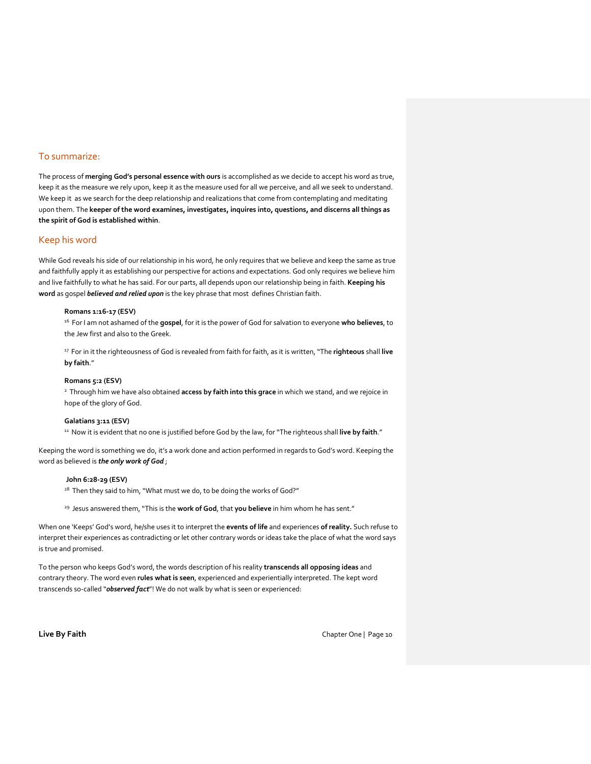## To summarize:

The process of **merging God's personal essence with ours** is accomplished as we decide to accept his word as true, keep it as the measure we rely upon, keep it as the measure used for all we perceive, and all we seek to understand. We keep it as we search for the deep relationship and realizations that come from contemplating and meditating upon them. The **keeper of the word examines, investigates, inquires into, questions, and discerns all things as the spirit of God is established within**.

## Keep his word

While God reveals his side of our relationship in his word, he only requires that we believe and keep the same as true and faithfully apply it as establishing our perspective for actions and expectations. God only requires we believe him and live faithfully to what he has said. For our parts, all depends upon our relationship being in faith. **Keeping his word** as gospel ***believed and relied upon*** is the key phrase that most defines Christian faith.

> **Romans 1:16-17 (ESV)**
> [16] For I am not ashamed of the **gospel**, for it is the power of God for salvation to everyone **who believes**, to the Jew first and also to the Greek.
>
> [17] For in it the righteousness of God is revealed from faith for faith, as it is written, "The **righteous** shall **live by faith**."
>
> **Romans 5:2 (ESV)**
> [2] Through him we have also obtained **access by faith into this grace** in which we stand, and we rejoice in hope of the glory of God.
>
> **Galatians 3:11 (ESV)**
> [11] Now it is evident that no one is justified before God by the law, for "The righteous shall **live by faith**."

Keeping the word is something we do, it's a work done and action performed in regards to God's word. Keeping the word as believed is ***the only work of God***;

> **John 6:28-29 (ESV)**
> [28] Then they said to him, "What must we do, to be doing the works of God?"
>
> [29] Jesus answered them, "This is the **work of God**, that **you believe** in him whom he has sent."

When one 'Keeps' God's word, he/she uses it to interpret the **events of life** and experiences **of reality.** Such refuse to interpret their experiences as contradicting or let other contrary words or ideas take the place of what the word says is true and promised.

To the person who keeps God's word, the words description of his reality **transcends all opposing ideas** and contrary theory. The word even **rules what is seen**, experienced and experientially interpreted. The kept word transcends so-called "***observed fact***"! We do not walk by what is seen or experienced: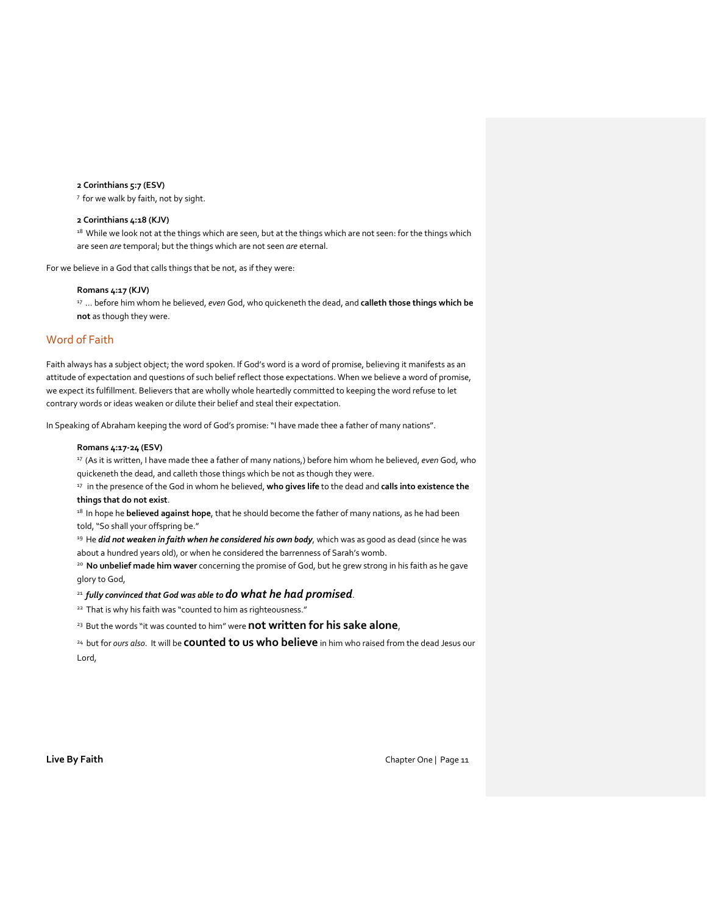**2 Corinthians 5:7 (ESV)**
[7] for we walk by faith, not by sight.

**2 Corinthians 4:18 (KJV)**
[18] While we look not at the things which are seen, but at the things which are not seen: for the things which are seen *are* temporal; but the things which are not seen *are* eternal.

For we believe in a God that calls things that be not, as if they were:

**Romans 4:17 (KJV)**
[17] ... before him whom he believed, *even* God, who quickeneth the dead, and **calleth those things which be not** as though they were.

## Word of Faith

Faith always has a subject object; the word spoken. If God's word is a word of promise, believing it manifests as an attitude of expectation and questions of such belief reflect those expectations. When we believe a word of promise, we expect its fulfillment. Believers that are wholly whole heartedly committed to keeping the word refuse to let contrary words or ideas weaken or dilute their belief and steal their expectation.

In Speaking of Abraham keeping the word of God's promise: "I have made thee a father of many nations".

**Romans 4:17-24 (ESV)**
[17] (As it is written, I have made thee a father of many nations,) before him whom he believed, *even* God, who quickeneth the dead, and calleth those things which be not as though they were.
[17] in the presence of the God in whom he believed, **who gives life** to the dead and **calls into existence the things that do not exist**.
[18] In hope he **believed against hope**, that he should become the father of many nations, as he had been told, "So shall your offspring be."
[19] He ***did not weaken in faith when he considered his own body***, which was as good as dead (since he was about a hundred years old), or when he considered the barrenness of Sarah's womb.
[20] **No unbelief made him waver** concerning the promise of God, but he grew strong in his faith as he gave glory to God,
[21] ***fully convinced that God was able to do what he had promised***.
[22] That is why his faith was "counted to him as righteousness."
[23] But the words "it was counted to him" were **not written for his sake alone**,
[24] but for *ours also*. It will be **counted to us who believe** in him who raised from the dead Jesus our Lord,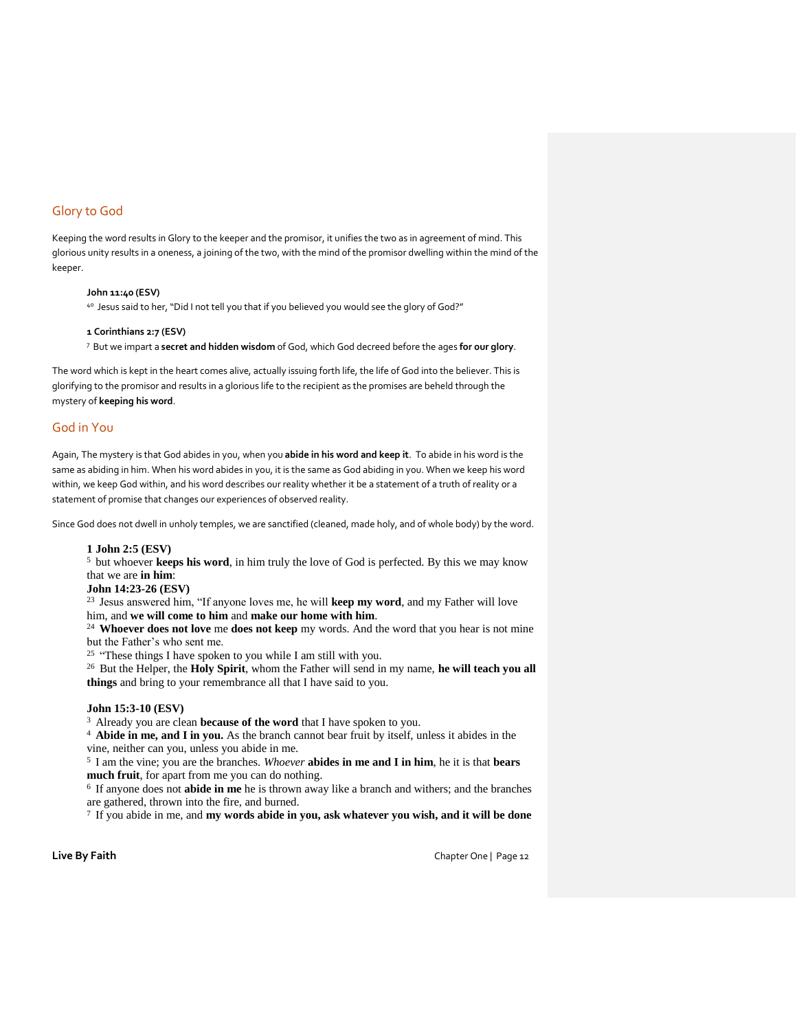## Glory to God

Keeping the word results in Glory to the keeper and the promisor, it unifies the two as in agreement of mind. This glorious unity results in a oneness, a joining of the two, with the mind of the promisor dwelling within the mind of the keeper.

> **John 11:40 (ESV)**
> [40] Jesus said to her, "Did I not tell you that if you believed you would see the glory of God?"
>
> **1 Corinthians 2:7 (ESV)**
> [7] But we impart a **secret and hidden wisdom** of God, which God decreed before the ages **for our glory**.

The word which is kept in the heart comes alive, actually issuing forth life, the life of God into the believer. This is glorifying to the promisor and results in a glorious life to the recipient as the promises are beheld through the mystery of **keeping his word**.

## God in You

Again, The mystery is that God abides in you, when you **abide in his word and keep it**. To abide in his word is the same as abiding in him. When his word abides in you, it is the same as God abiding in you. When we keep his word within, we keep God within, and his word describes our reality whether it be a statement of a truth of reality or a statement of promise that changes our experiences of observed reality.

Since God does not dwell in unholy temples, we are sanctified (cleaned, made holy, and of whole body) by the word.

> **1 John 2:5 (ESV)**
> [5] but whoever **keeps his word**, in him truly the love of God is perfected. By this we may know that we are **in him**:
>
> **John 14:23-26 (ESV)**
> [23] Jesus answered him, "If anyone loves me, he will **keep my word**, and my Father will love him, and **we will come to him** and **make our home with him**.
> [24] **Whoever does not love** me **does not keep** my words. And the word that you hear is not mine but the Father's who sent me.
> [25] "These things I have spoken to you while I am still with you.
> [26] But the Helper, the **Holy Spirit**, whom the Father will send in my name, **he will teach you all things** and bring to your remembrance all that I have said to you.
>
> **John 15:3-10 (ESV)**
> [3] Already you are clean **because of the word** that I have spoken to you.
> [4] **Abide in me, and I in you.** As the branch cannot bear fruit by itself, unless it abides in the vine, neither can you, unless you abide in me.
> [5] I am the vine; you are the branches. *Whoever* **abides in me and I in him**, he it is that **bears much fruit**, for apart from me you can do nothing.
> [6] If anyone does not **abide in me** he is thrown away like a branch and withers; and the branches are gathered, thrown into the fire, and burned.
> [7] If you abide in me, and **my words abide in you, ask whatever you wish, and it will be done**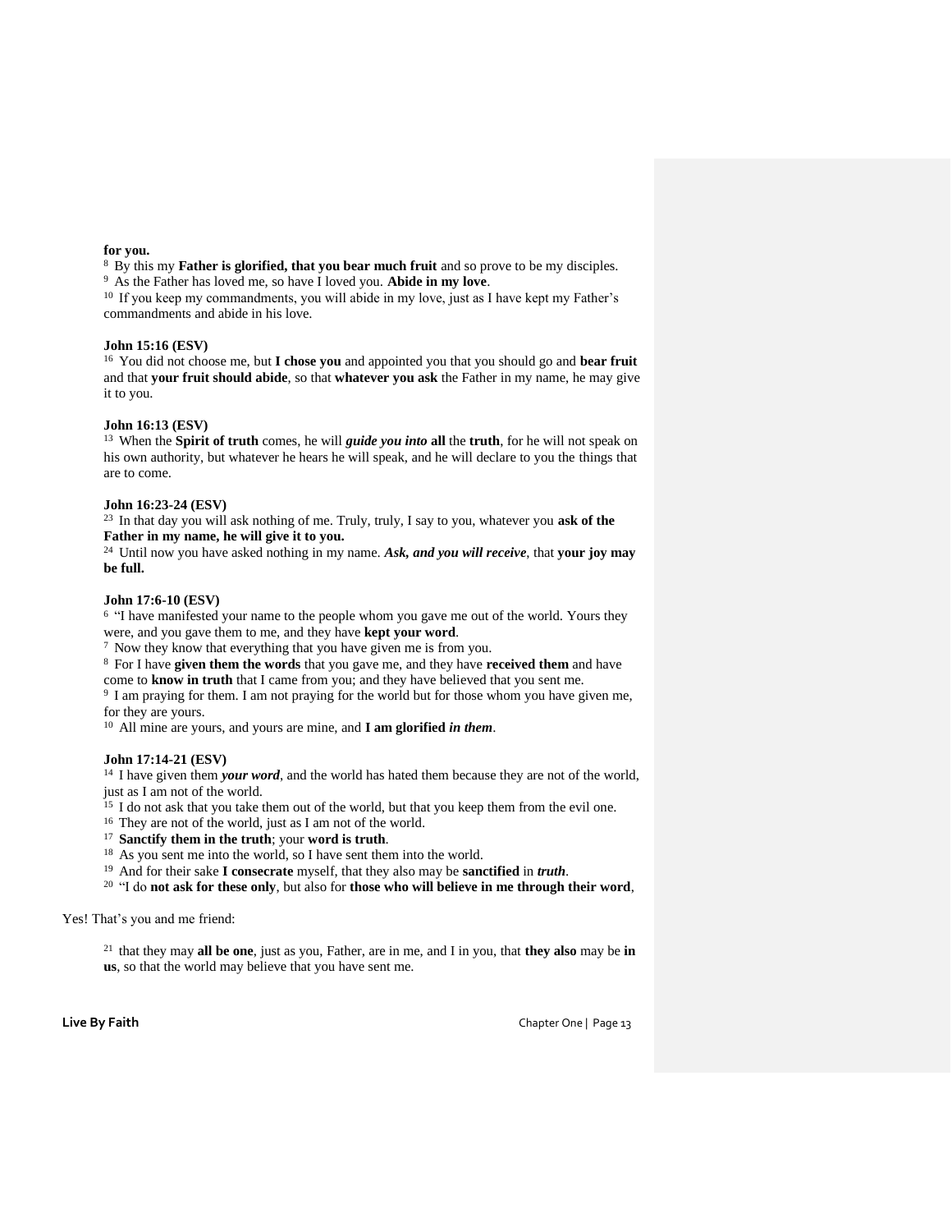**for you.**

[8] By this my **Father is glorified, that you bear much fruit** and so prove to be my disciples.
[9] As the Father has loved me, so have I loved you. **Abide in my love**.
[10] If you keep my commandments, you will abide in my love, just as I have kept my Father's commandments and abide in his love.

**John 15:16 (ESV)**

[16] You did not choose me, but **I chose you** and appointed you that you should go and **bear fruit** and that **your fruit should abide**, so that **whatever you ask** the Father in my name, he may give it to you.

**John 16:13 (ESV)**

[13] When the **Spirit of truth** comes, he will ***guide you into*** **all** the **truth**, for he will not speak on his own authority, but whatever he hears he will speak, and he will declare to you the things that are to come.

**John 16:23-24 (ESV)**

[23] In that day you will ask nothing of me. Truly, truly, I say to you, whatever you **ask of the Father in my name, he will give it to you.**
[24] Until now you have asked nothing in my name. ***Ask, and you will receive***, that **your joy may be full.**

**John 17:6-10 (ESV)**

[6] "I have manifested your name to the people whom you gave me out of the world. Yours they were, and you gave them to me, and they have **kept your word**.
[7] Now they know that everything that you have given me is from you.
[8] For I have **given them the words** that you gave me, and they have **received them** and have come to **know in truth** that I came from you; and they have believed that you sent me.
[9] I am praying for them. I am not praying for the world but for those whom you have given me, for they are yours.
[10] All mine are yours, and yours are mine, and **I am glorified *in them***.

**John 17:14-21 (ESV)**

[14] I have given them ***your word***, and the world has hated them because they are not of the world, just as I am not of the world.
[15] I do not ask that you take them out of the world, but that you keep them from the evil one.
[16] They are not of the world, just as I am not of the world.
[17] **Sanctify them in the truth**; your **word is truth**.
[18] As you sent me into the world, so I have sent them into the world.
[19] And for their sake **I consecrate** myself, that they also may be **sanctified** in ***truth***.
[20] "I do **not ask for these only**, but also for **those who will believe in me through their word**,

Yes! That's you and me friend:

[21] that they may **all be one**, just as you, Father, are in me, and I in you, that **they also** may be **in us**, so that the world may believe that you have sent me.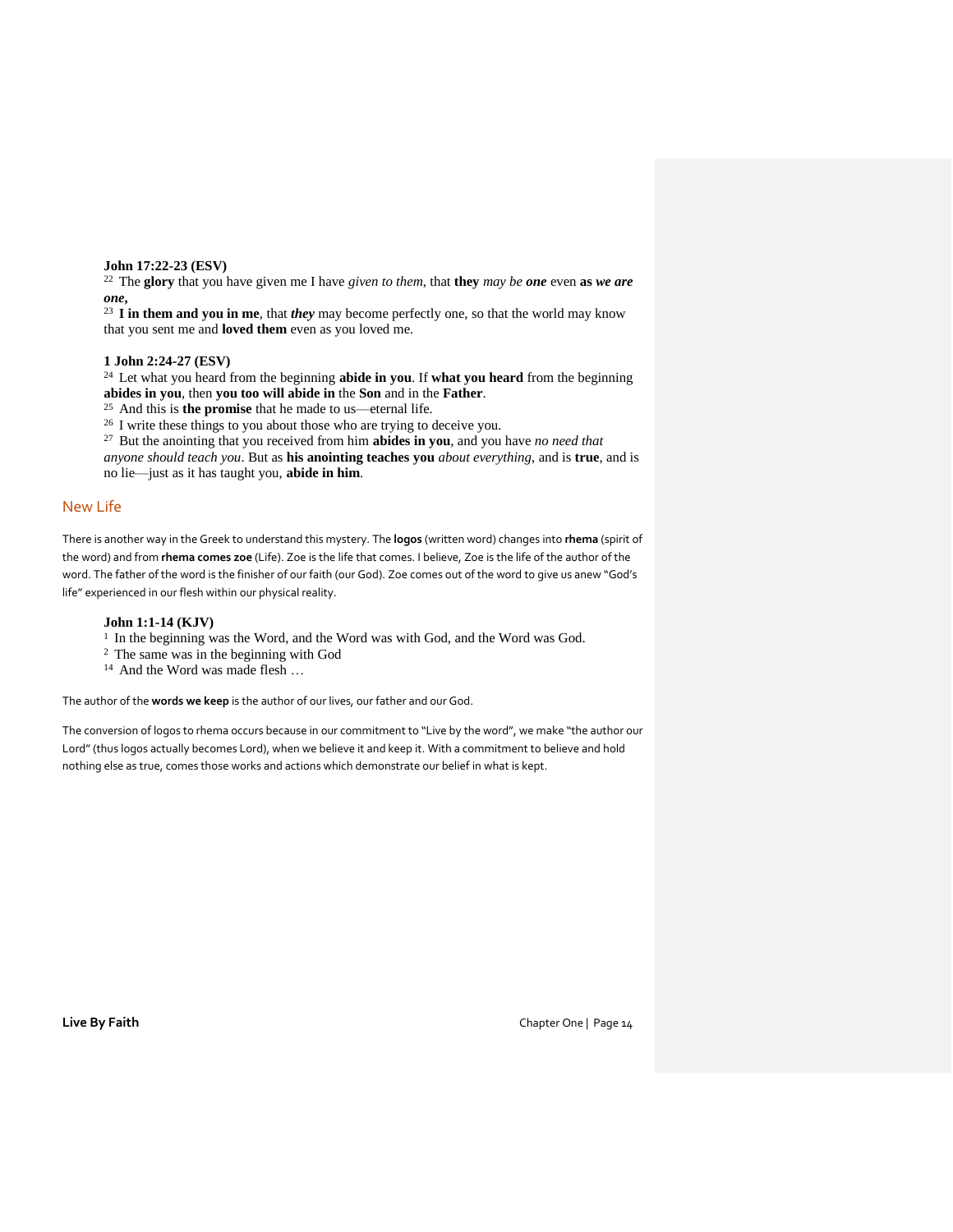**John 17:22-23 (ESV)**

[22] The **glory** that you have given me I have *given to them*, that **they** *may be* ***one*** even **as *we are one*,**

[23] **I in them and you in me**, that ***they*** may become perfectly one, so that the world may know that you sent me and **loved them** even as you loved me.

**1 John 2:24-27 (ESV)**

[24] Let what you heard from the beginning **abide in you**. If **what you heard** from the beginning **abides in you**, then **you too will abide in** the **Son** and in the **Father**.

[25] And this is **the promise** that he made to us—eternal life.

[26] I write these things to you about those who are trying to deceive you.

[27] But the anointing that you received from him **abides in you**, and you have *no need that anyone should teach you*. But as **his anointing teaches you** *about everything*, and is **true**, and is no lie—just as it has taught you, **abide in him**.

## New Life

There is another way in the Greek to understand this mystery. The **logos** (written word) changes into **rhema** (spirit of the word) and from **rhema comes zoe** (Life). Zoe is the life that comes. I believe, Zoe is the life of the author of the word. The father of the word is the finisher of our faith (our God). Zoe comes out of the word to give us anew "God's life" experienced in our flesh within our physical reality.

**John 1:1-14 (KJV)**

[1] In the beginning was the Word, and the Word was with God, and the Word was God.

[2] The same was in the beginning with God

[14] And the Word was made flesh …

The author of the **words we keep** is the author of our lives, our father and our God.

The conversion of logos to rhema occurs because in our commitment to "Live by the word", we make "the author our Lord" (thus logos actually becomes Lord), when we believe it and keep it. With a commitment to believe and hold nothing else as true, comes those works and actions which demonstrate our belief in what is kept.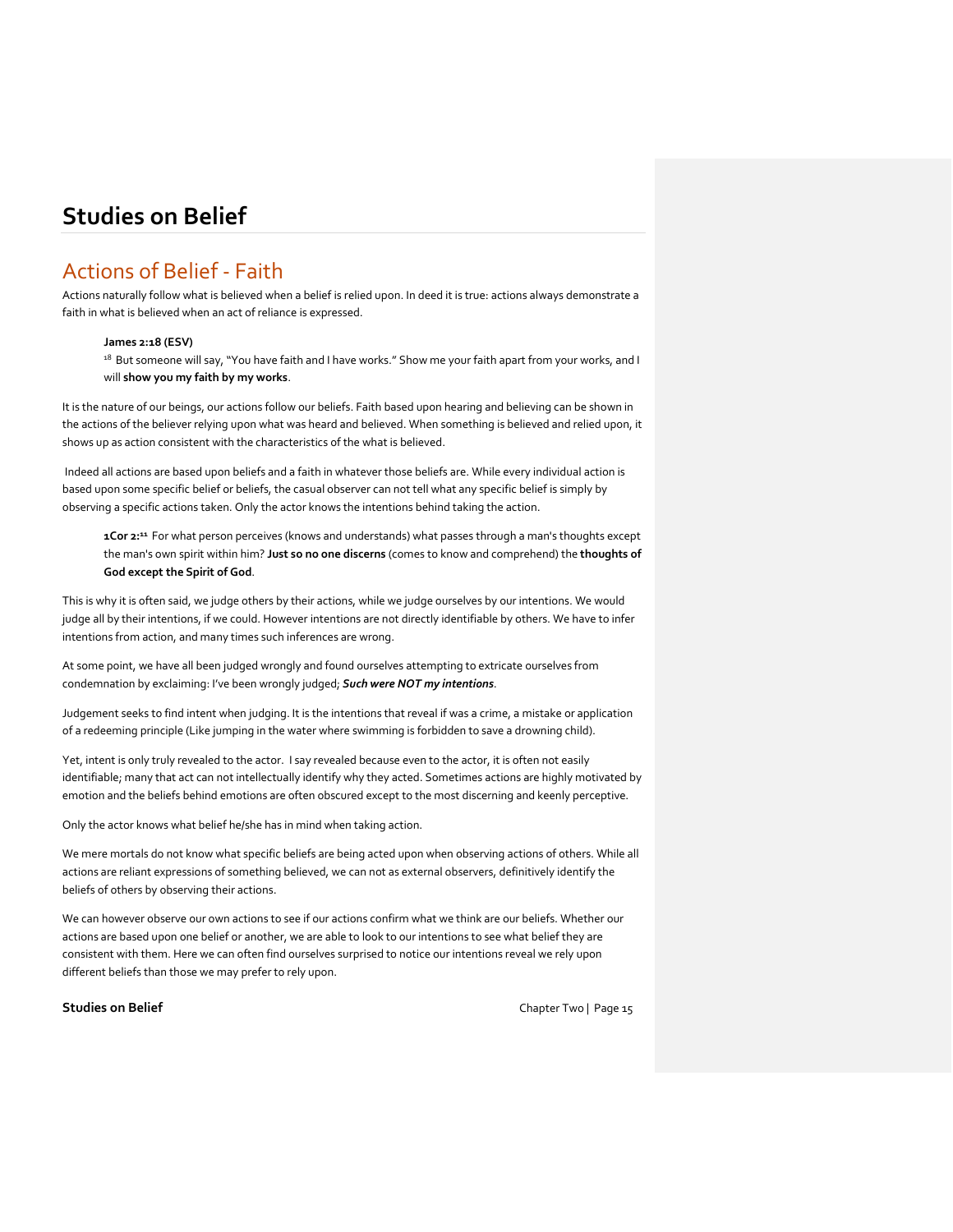# Studies on Belief

## Actions of Belief - Faith

Actions naturally follow what is believed when a belief is relied upon. In deed it is true: actions always demonstrate a faith in what is believed when an act of reliance is expressed.

> **James 2:18 (ESV)**
> [18] But someone will say, "You have faith and I have works." Show me your faith apart from your works, and I will **show you my faith by my works**.

It is the nature of our beings, our actions follow our beliefs. Faith based upon hearing and believing can be shown in the actions of the believer relying upon what was heard and believed. When something is believed and relied upon, it shows up as action consistent with the characteristics of the what is believed.

Indeed all actions are based upon beliefs and a faith in whatever those beliefs are. While every individual action is based upon some specific belief or beliefs, the casual observer can not tell what any specific belief is simply by observing a specific actions taken. Only the actor knows the intentions behind taking the action.

> **1Cor 2:[11]** For what person perceives (knows and understands) what passes through a man's thoughts except the man's own spirit within him? **Just so no one discerns** (comes to know and comprehend) the **thoughts of God except the Spirit of God**.

This is why it is often said, we judge others by their actions, while we judge ourselves by our intentions. We would judge all by their intentions, if we could. However intentions are not directly identifiable by others. We have to infer intentions from action, and many times such inferences are wrong.

At some point, we have all been judged wrongly and found ourselves attempting to extricate ourselves from condemnation by exclaiming: I've been wrongly judged; ***Such were NOT my intentions***.

Judgement seeks to find intent when judging. It is the intentions that reveal if was a crime, a mistake or application of a redeeming principle (Like jumping in the water where swimming is forbidden to save a drowning child).

Yet, intent is only truly revealed to the actor. I say revealed because even to the actor, it is often not easily identifiable; many that act can not intellectually identify why they acted. Sometimes actions are highly motivated by emotion and the beliefs behind emotions are often obscured except to the most discerning and keenly perceptive.

Only the actor knows what belief he/she has in mind when taking action.

We mere mortals do not know what specific beliefs are being acted upon when observing actions of others. While all actions are reliant expressions of something believed, we can not as external observers, definitively identify the beliefs of others by observing their actions.

We can however observe our own actions to see if our actions confirm what we think are our beliefs. Whether our actions are based upon one belief or another, we are able to look to our intentions to see what belief they are consistent with them. Here we can often find ourselves surprised to notice our intentions reveal we rely upon different beliefs than those we may prefer to rely upon.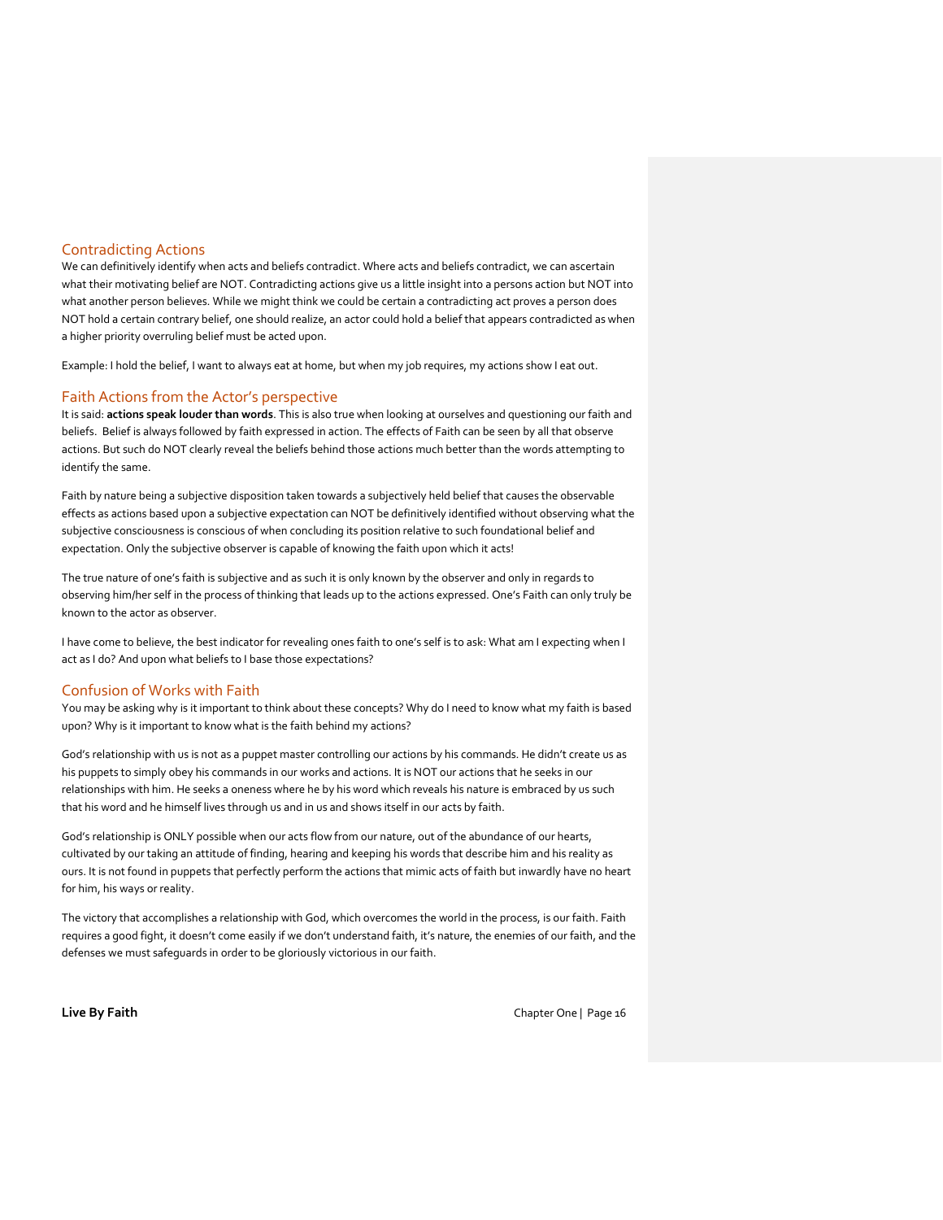## Contradicting Actions

We can definitively identify when acts and beliefs contradict. Where acts and beliefs contradict, we can ascertain what their motivating belief are NOT. Contradicting actions give us a little insight into a persons action but NOT into what another person believes. While we might think we could be certain a contradicting act proves a person does NOT hold a certain contrary belief, one should realize, an actor could hold a belief that appears contradicted as when a higher priority overruling belief must be acted upon.

Example: I hold the belief, I want to always eat at home, but when my job requires, my actions show I eat out.

## Faith Actions from the Actor's perspective

It is said: **actions speak louder than words**. This is also true when looking at ourselves and questioning our faith and beliefs. Belief is always followed by faith expressed in action. The effects of Faith can be seen by all that observe actions. But such do NOT clearly reveal the beliefs behind those actions much better than the words attempting to identify the same.

Faith by nature being a subjective disposition taken towards a subjectively held belief that causes the observable effects as actions based upon a subjective expectation can NOT be definitively identified without observing what the subjective consciousness is conscious of when concluding its position relative to such foundational belief and expectation. Only the subjective observer is capable of knowing the faith upon which it acts!

The true nature of one's faith is subjective and as such it is only known by the observer and only in regards to observing him/her self in the process of thinking that leads up to the actions expressed. One's Faith can only truly be known to the actor as observer.

I have come to believe, the best indicator for revealing ones faith to one's self is to ask: What am I expecting when I act as I do? And upon what beliefs to I base those expectations?

## Confusion of Works with Faith

You may be asking why is it important to think about these concepts? Why do I need to know what my faith is based upon? Why is it important to know what is the faith behind my actions?

God's relationship with us is not as a puppet master controlling our actions by his commands. He didn't create us as his puppets to simply obey his commands in our works and actions. It is NOT our actions that he seeks in our relationships with him. He seeks a oneness where he by his word which reveals his nature is embraced by us such that his word and he himself lives through us and in us and shows itself in our acts by faith.

God's relationship is ONLY possible when our acts flow from our nature, out of the abundance of our hearts, cultivated by our taking an attitude of finding, hearing and keeping his words that describe him and his reality as ours. It is not found in puppets that perfectly perform the actions that mimic acts of faith but inwardly have no heart for him, his ways or reality.

The victory that accomplishes a relationship with God, which overcomes the world in the process, is our faith. Faith requires a good fight, it doesn't come easily if we don't understand faith, it's nature, the enemies of our faith, and the defenses we must safeguards in order to be gloriously victorious in our faith.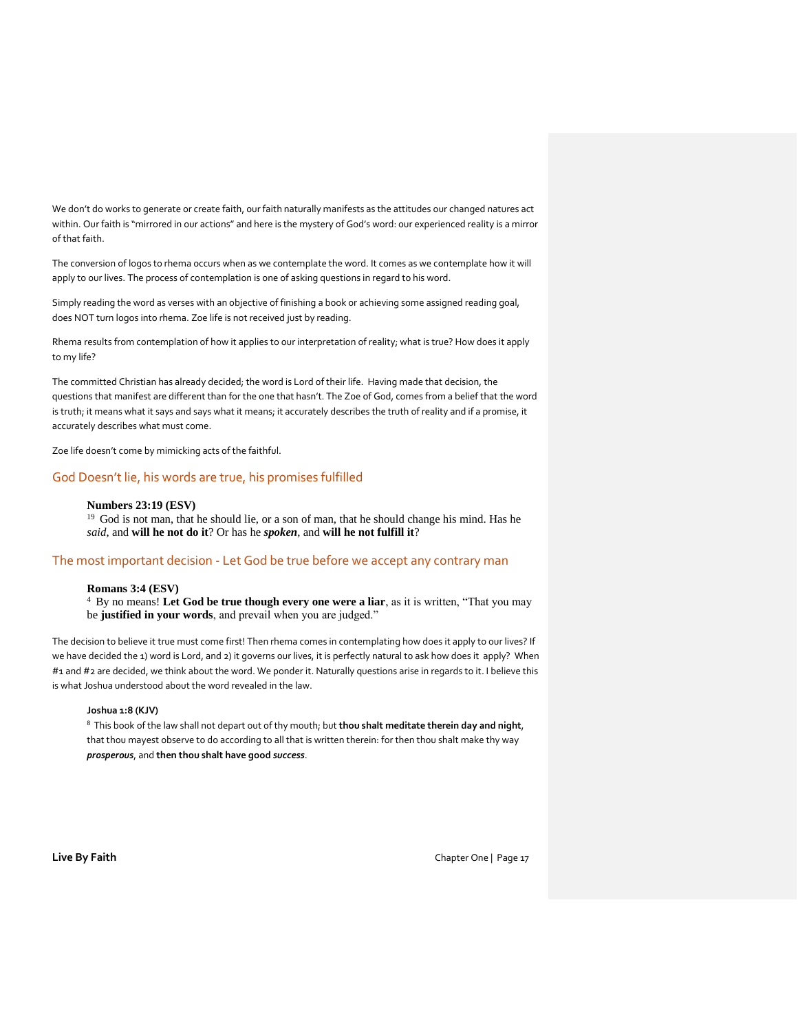We don't do works to generate or create faith, our faith naturally manifests as the attitudes our changed natures act within. Our faith is "mirrored in our actions" and here is the mystery of God's word: our experienced reality is a mirror of that faith.

The conversion of logos to rhema occurs when as we contemplate the word. It comes as we contemplate how it will apply to our lives. The process of contemplation is one of asking questions in regard to his word.

Simply reading the word as verses with an objective of finishing a book or achieving some assigned reading goal, does NOT turn logos into rhema. Zoe life is not received just by reading.

Rhema results from contemplation of how it applies to our interpretation of reality; what is true? How does it apply to my life?

The committed Christian has already decided; the word is Lord of their life. Having made that decision, the questions that manifest are different than for the one that hasn't. The Zoe of God, comes from a belief that the word is truth; it means what it says and says what it means; it accurately describes the truth of reality and if a promise, it accurately describes what must come.

Zoe life doesn't come by mimicking acts of the faithful.

## God Doesn't lie, his words are true, his promises fulfilled

> **Numbers 23:19 (ESV)**
> 19 God is not man, that he should lie, or a son of man, that he should change his mind. Has he *said*, and **will he not do it**? Or has he ***spoken***, and **will he not fulfill it**?

## The most important decision - Let God be true before we accept any contrary man

> **Romans 3:4 (ESV)**
> 4 By no means! **Let God be true though every one were a liar**, as it is written, "That you may be **justified in your words**, and prevail when you are judged."

The decision to believe it true must come first! Then rhema comes in contemplating how does it apply to our lives? If we have decided the 1) word is Lord, and 2) it governs our lives, it is perfectly natural to ask how does it apply? When #1 and #2 are decided, we think about the word. We ponder it. Naturally questions arise in regards to it. I believe this is what Joshua understood about the word revealed in the law.

> **Joshua 1:8 (KJV)**
> 8 This book of the law shall not depart out of thy mouth; but **thou shalt meditate therein day and night**, that thou mayest observe to do according to all that is written therein: for then thou shalt make thy way ***prosperous***, and **then thou shalt have good *success***.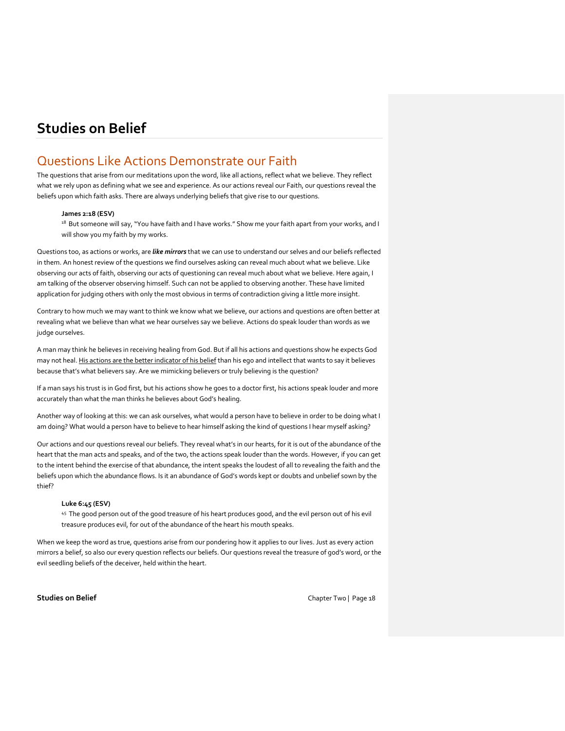# Studies on Belief

## Questions Like Actions Demonstrate our Faith

The questions that arise from our meditations upon the word, like all actions, reflect what we believe. They reflect what we rely upon as defining what we see and experience. As our actions reveal our Faith, our questions reveal the beliefs upon which faith asks. There are always underlying beliefs that give rise to our questions.

> **James 2:18 (ESV)**
> [18] But someone will say, "You have faith and I have works." Show me your faith apart from your works, and I will show you my faith by my works.

Questions too, as actions or works, are ***like mirrors*** that we can use to understand our selves and our beliefs reflected in them. An honest review of the questions we find ourselves asking can reveal much about what we believe. Like observing our acts of faith, observing our acts of questioning can reveal much about what we believe. Here again, I am talking of the observer observing himself. Such can not be applied to observing another. These have limited application for judging others with only the most obvious in terms of contradiction giving a little more insight.

Contrary to how much we may want to think we know what we believe, our actions and questions are often better at revealing what we believe than what we hear ourselves say we believe. Actions do speak louder than words as we judge ourselves.

A man may think he believes in receiving healing from God. But if all his actions and questions show he expects God may not heal. <u>His actions are the better indicator of his belief</u> than his ego and intellect that wants to say it believes because that's what believers say. Are we mimicking believers or truly believing is the question?

If a man says his trust is in God first, but his actions show he goes to a doctor first, his actions speak louder and more accurately than what the man thinks he believes about God's healing.

Another way of looking at this: we can ask ourselves, what would a person have to believe in order to be doing what I am doing? What would a person have to believe to hear himself asking the kind of questions I hear myself asking?

Our actions and our questions reveal our beliefs. They reveal what's in our hearts, for it is out of the abundance of the heart that the man acts and speaks, and of the two, the actions speak louder than the words. However, if you can get to the intent behind the exercise of that abundance, the intent speaks the loudest of all to revealing the faith and the beliefs upon which the abundance flows. Is it an abundance of God's words kept or doubts and unbelief sown by the thief?

> **Luke 6:45 (ESV)**
> [45] The good person out of the good treasure of his heart produces good, and the evil person out of his evil treasure produces evil, for out of the abundance of the heart his mouth speaks.

When we keep the word as true, questions arise from our pondering how it applies to our lives. Just as every action mirrors a belief, so also our every question reflects our beliefs. Our questions reveal the treasure of god's word, or the evil seedling beliefs of the deceiver, held within the heart.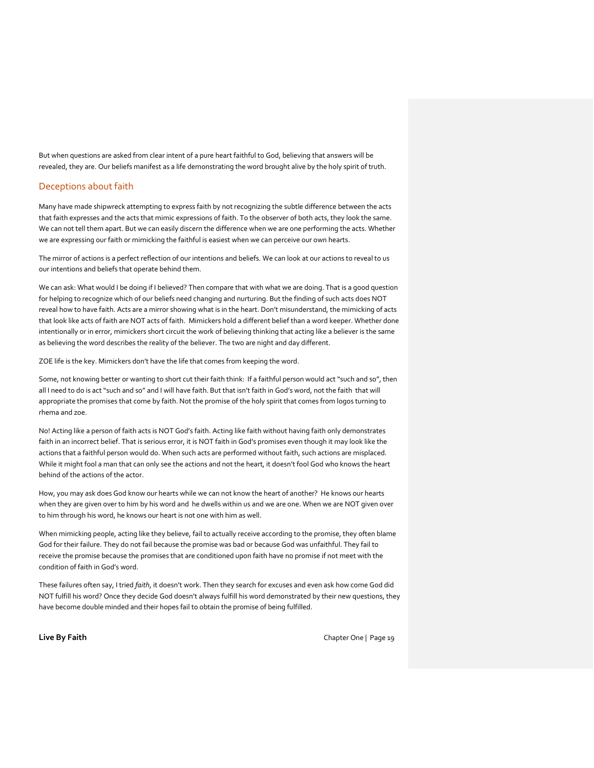But when questions are asked from clear intent of a pure heart faithful to God, believing that answers will be revealed, they are. Our beliefs manifest as a life demonstrating the word brought alive by the holy spirit of truth.

## Deceptions about faith

Many have made shipwreck attempting to express faith by not recognizing the subtle difference between the acts that faith expresses and the acts that mimic expressions of faith. To the observer of both acts, they look the same. We can not tell them apart. But we can easily discern the difference when we are one performing the acts. Whether we are expressing our faith or mimicking the faithful is easiest when we can perceive our own hearts.

The mirror of actions is a perfect reflection of our intentions and beliefs. We can look at our actions to reveal to us our intentions and beliefs that operate behind them.

We can ask: What would I be doing if I believed? Then compare that with what we are doing. That is a good question for helping to recognize which of our beliefs need changing and nurturing. But the finding of such acts does NOT reveal how to have faith. Acts are a mirror showing what is in the heart. Don't misunderstand, the mimicking of acts that look like acts of faith are NOT acts of faith. Mimickers hold a different belief than a word keeper. Whether done intentionally or in error, mimickers short circuit the work of believing thinking that acting like a believer is the same as believing the word describes the reality of the believer. The two are night and day different.

ZOE life is the key. Mimickers don't have the life that comes from keeping the word.

Some, not knowing better or wanting to short cut their faith think: If a faithful person would act "such and so", then all I need to do is act "such and so" and I will have faith. But that isn't faith in God's word, not the faith that will appropriate the promises that come by faith. Not the promise of the holy spirit that comes from logos turning to rhema and zoe.

No! Acting like a person of faith acts is NOT God's faith. Acting like faith without having faith only demonstrates faith in an incorrect belief. That is serious error, it is NOT faith in God's promises even though it may look like the actions that a faithful person would do. When such acts are performed without faith, such actions are misplaced. While it might fool a man that can only see the actions and not the heart, it doesn't fool God who knows the heart behind of the actions of the actor.

How, you may ask does God know our hearts while we can not know the heart of another? He knows our hearts when they are given over to him by his word and he dwells within us and we are one. When we are NOT given over to him through his word, he knows our heart is not one with him as well.

When mimicking people, acting like they believe, fail to actually receive according to the promise, they often blame God for their failure. They do not fail because the promise was bad or because God was unfaithful. They fail to receive the promise because the promises that are conditioned upon faith have no promise if not meet with the condition of faith in God's word.

These failures often say, I tried *faith*, it doesn't work. Then they search for excuses and even ask how come God did NOT fulfill his word? Once they decide God doesn't always fulfill his word demonstrated by their new questions, they have become double minded and their hopes fail to obtain the promise of being fulfilled.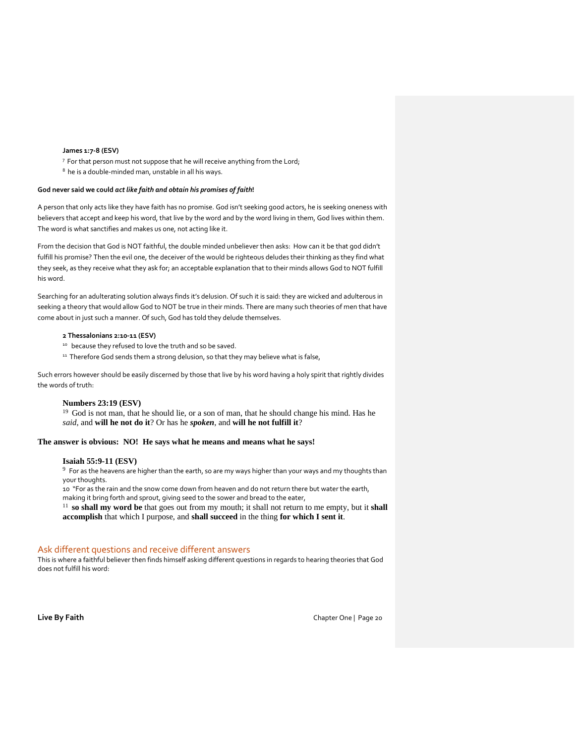**James 1:7-8 (ESV)**

[7] For that person must not suppose that he will receive anything from the Lord;

[8] he is a double-minded man, unstable in all his ways.

**God never said we could *act like faith and obtain his promises of faith*!**

A person that only acts like they have faith has no promise. God isn't seeking good actors, he is seeking oneness with believers that accept and keep his word, that live by the word and by the word living in them, God lives within them. The word is what sanctifies and makes us one, not acting like it.

From the decision that God is NOT faithful, the double minded unbeliever then asks: How can it be that god didn't fulfill his promise? Then the evil one, the deceiver of the would be righteous deludes their thinking as they find what they seek, as they receive what they ask for; an acceptable explanation that to their minds allows God to NOT fulfill his word.

Searching for an adulterating solution always finds it's delusion. Of such it is said: they are wicked and adulterous in seeking a theory that would allow God to NOT be true in their minds. There are many such theories of men that have come about in just such a manner. Of such, God has told they delude themselves.

**2 Thessalonians 2:10-11 (ESV)**

[10] because they refused to love the truth and so be saved.

[11] Therefore God sends them a strong delusion, so that they may believe what is false,

Such errors however should be easily discerned by those that live by his word having a holy spirit that rightly divides the words of truth:

**Numbers 23:19 (ESV)**

[19] God is not man, that he should lie, or a son of man, that he should change his mind. Has he *said*, and **will he not do it**? Or has he ***spoken***, and **will he not fulfill it**?

**The answer is obvious: NO! He says what he means and means what he says!**

**Isaiah 55:9-11 (ESV)**

[9] For as the heavens are higher than the earth, so are my ways higher than your ways and my thoughts than your thoughts.

10 "For as the rain and the snow come down from heaven and do not return there but water the earth, making it bring forth and sprout, giving seed to the sower and bread to the eater,

[11] **so shall my word be** that goes out from my mouth; it shall not return to me empty, but it **shall accomplish** that which I purpose, and **shall succeed** in the thing **for which I sent it**.

## Ask different questions and receive different answers

This is where a faithful believer then finds himself asking different questions in regards to hearing theories that God does not fulfill his word: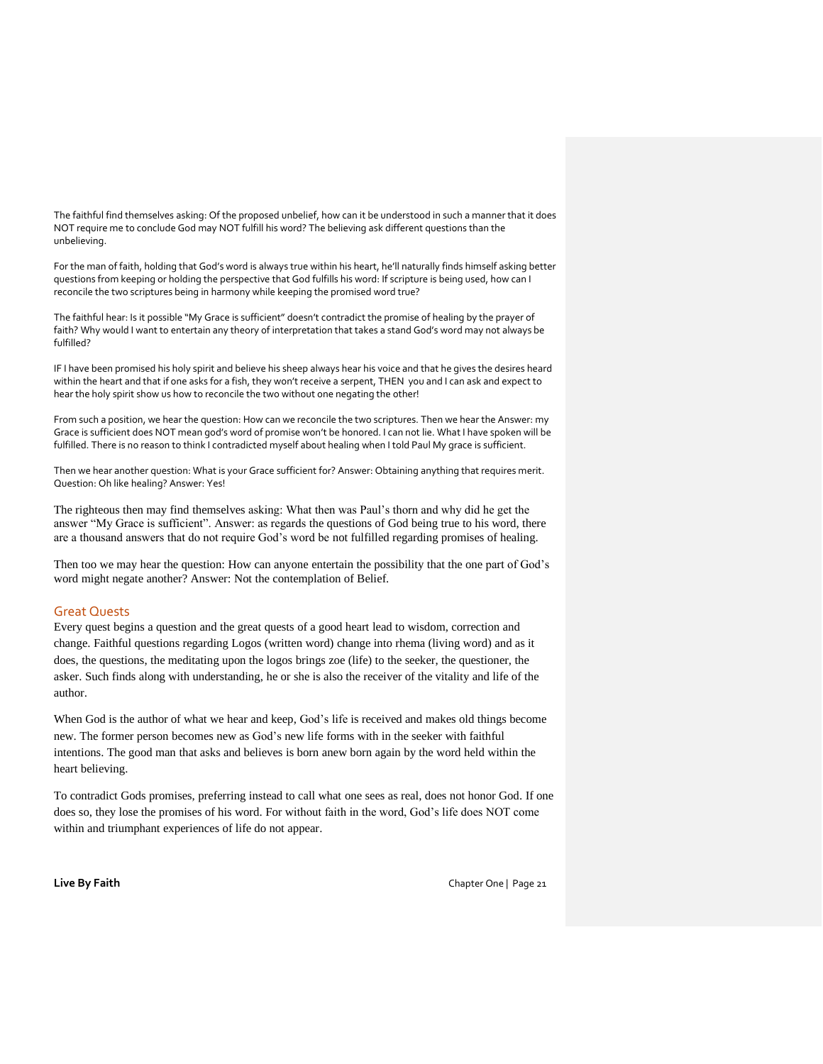The faithful find themselves asking: Of the proposed unbelief, how can it be understood in such a manner that it does NOT require me to conclude God may NOT fulfill his word? The believing ask different questions than the unbelieving.

For the man of faith, holding that God's word is always true within his heart, he'll naturally finds himself asking better questions from keeping or holding the perspective that God fulfills his word: If scripture is being used, how can I reconcile the two scriptures being in harmony while keeping the promised word true?

The faithful hear: Is it possible "My Grace is sufficient" doesn't contradict the promise of healing by the prayer of faith? Why would I want to entertain any theory of interpretation that takes a stand God's word may not always be fulfilled?

IF I have been promised his holy spirit and believe his sheep always hear his voice and that he gives the desires heard within the heart and that if one asks for a fish, they won't receive a serpent, THEN you and I can ask and expect to hear the holy spirit show us how to reconcile the two without one negating the other!

From such a position, we hear the question: How can we reconcile the two scriptures. Then we hear the Answer: my Grace is sufficient does NOT mean god's word of promise won't be honored. I can not lie. What I have spoken will be fulfilled. There is no reason to think I contradicted myself about healing when I told Paul My grace is sufficient.

Then we hear another question: What is your Grace sufficient for? Answer: Obtaining anything that requires merit. Question: Oh like healing? Answer: Yes!

The righteous then may find themselves asking: What then was Paul's thorn and why did he get the answer "My Grace is sufficient". Answer: as regards the questions of God being true to his word, there are a thousand answers that do not require God's word be not fulfilled regarding promises of healing.

Then too we may hear the question: How can anyone entertain the possibility that the one part of God's word might negate another? Answer: Not the contemplation of Belief.

## Great Quests

Every quest begins a question and the great quests of a good heart lead to wisdom, correction and change. Faithful questions regarding Logos (written word) change into rhema (living word) and as it does, the questions, the meditating upon the logos brings zoe (life) to the seeker, the questioner, the asker. Such finds along with understanding, he or she is also the receiver of the vitality and life of the author.

When God is the author of what we hear and keep, God's life is received and makes old things become new. The former person becomes new as God's new life forms with in the seeker with faithful intentions. The good man that asks and believes is born anew born again by the word held within the heart believing.

To contradict Gods promises, preferring instead to call what one sees as real, does not honor God. If one does so, they lose the promises of his word. For without faith in the word, God's life does NOT come within and triumphant experiences of life do not appear.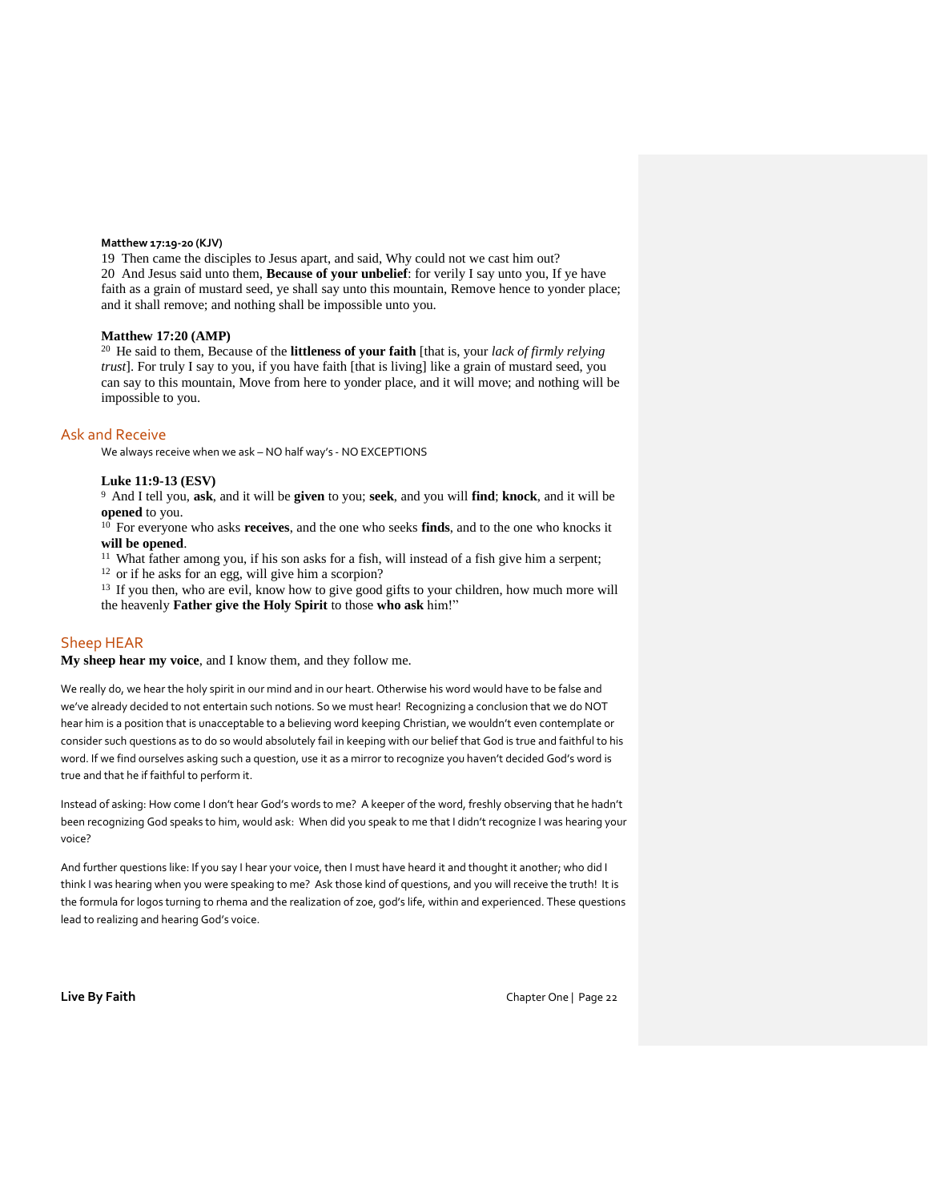**Matthew 17:19-20 (KJV)**

19 Then came the disciples to Jesus apart, and said, Why could not we cast him out?
20 And Jesus said unto them, **Because of your unbelief**: for verily I say unto you, If ye have faith as a grain of mustard seed, ye shall say unto this mountain, Remove hence to yonder place; and it shall remove; and nothing shall be impossible unto you.

**Matthew 17:20 (AMP)**

20 He said to them, Because of the **littleness of your faith** [that is, your *lack of firmly relying trust*]. For truly I say to you, if you have faith [that is living] like a grain of mustard seed, you can say to this mountain, Move from here to yonder place, and it will move; and nothing will be impossible to you.

## Ask and Receive

We always receive when we ask – NO half way's - NO EXCEPTIONS

**Luke 11:9-13 (ESV)**

9 And I tell you, **ask**, and it will be **given** to you; **seek**, and you will **find**; **knock**, and it will be **opened** to you.
10 For everyone who asks **receives**, and the one who seeks **finds**, and to the one who knocks it **will be opened**.
11 What father among you, if his son asks for a fish, will instead of a fish give him a serpent;
12 or if he asks for an egg, will give him a scorpion?
13 If you then, who are evil, know how to give good gifts to your children, how much more will the heavenly **Father give the Holy Spirit** to those **who ask** him!"

## Sheep HEAR

**My sheep hear my voice**, and I know them, and they follow me.

We really do, we hear the holy spirit in our mind and in our heart. Otherwise his word would have to be false and we've already decided to not entertain such notions. So we must hear! Recognizing a conclusion that we do NOT hear him is a position that is unacceptable to a believing word keeping Christian, we wouldn't even contemplate or consider such questions as to do so would absolutely fail in keeping with our belief that God is true and faithful to his word. If we find ourselves asking such a question, use it as a mirror to recognize you haven't decided God's word is true and that he if faithful to perform it.

Instead of asking: How come I don't hear God's words to me? A keeper of the word, freshly observing that he hadn't been recognizing God speaks to him, would ask: When did you speak to me that I didn't recognize I was hearing your voice?

And further questions like: If you say I hear your voice, then I must have heard it and thought it another; who did I think I was hearing when you were speaking to me? Ask those kind of questions, and you will receive the truth! It is the formula for logos turning to rhema and the realization of zoe, god's life, within and experienced. These questions lead to realizing and hearing God's voice.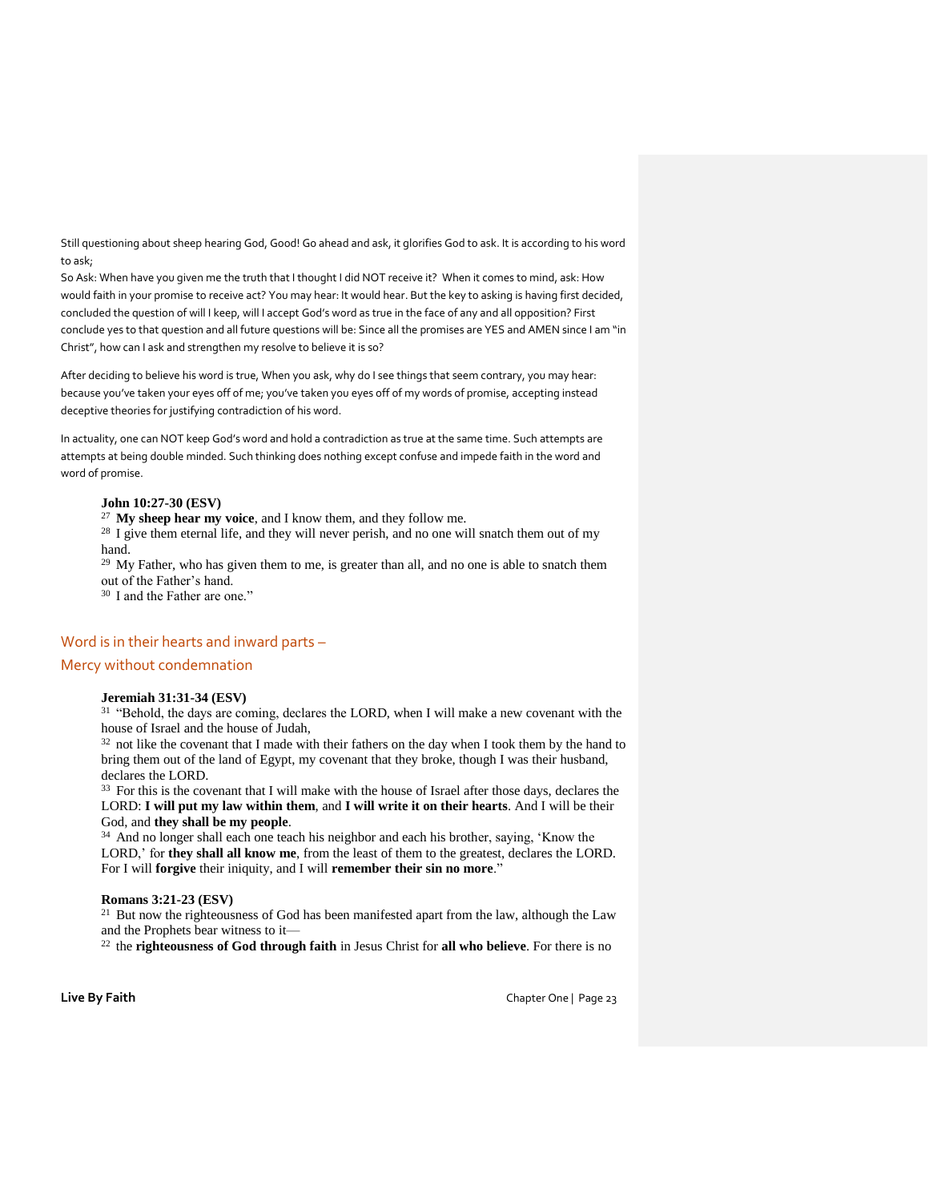Still questioning about sheep hearing God, Good! Go ahead and ask, it glorifies God to ask. It is according to his word to ask;

So Ask: When have you given me the truth that I thought I did NOT receive it? When it comes to mind, ask: How would faith in your promise to receive act? You may hear: It would hear. But the key to asking is having first decided, concluded the question of will I keep, will I accept God's word as true in the face of any and all opposition? First conclude yes to that question and all future questions will be: Since all the promises are YES and AMEN since I am "in Christ", how can I ask and strengthen my resolve to believe it is so?

After deciding to believe his word is true, When you ask, why do I see things that seem contrary, you may hear: because you've taken your eyes off of me; you've taken you eyes off of my words of promise, accepting instead deceptive theories for justifying contradiction of his word.

In actuality, one can NOT keep God's word and hold a contradiction as true at the same time. Such attempts are attempts at being double minded. Such thinking does nothing except confuse and impede faith in the word and word of promise.

> **John 10:27-30 (ESV)**
> 27 **My sheep hear my voice**, and I know them, and they follow me.
> 28 I give them eternal life, and they will never perish, and no one will snatch them out of my hand.
> 29 My Father, who has given them to me, is greater than all, and no one is able to snatch them out of the Father's hand.
> 30 I and the Father are one."

## Word is in their hearts and inward parts – Mercy without condemnation

> **Jeremiah 31:31-34 (ESV)**
> 31 "Behold, the days are coming, declares the LORD, when I will make a new covenant with the house of Israel and the house of Judah,
> 32 not like the covenant that I made with their fathers on the day when I took them by the hand to bring them out of the land of Egypt, my covenant that they broke, though I was their husband, declares the LORD.
> 33 For this is the covenant that I will make with the house of Israel after those days, declares the LORD: **I will put my law within them**, and **I will write it on their hearts**. And I will be their God, and **they shall be my people**.
> 34 And no longer shall each one teach his neighbor and each his brother, saying, 'Know the LORD,' for **they shall all know me**, from the least of them to the greatest, declares the LORD. For I will **forgive** their iniquity, and I will **remember their sin no more**."

> **Romans 3:21-23 (ESV)**
> 21 But now the righteousness of God has been manifested apart from the law, although the Law and the Prophets bear witness to it—
> 22 the **righteousness of God through faith** in Jesus Christ for **all who believe**. For there is no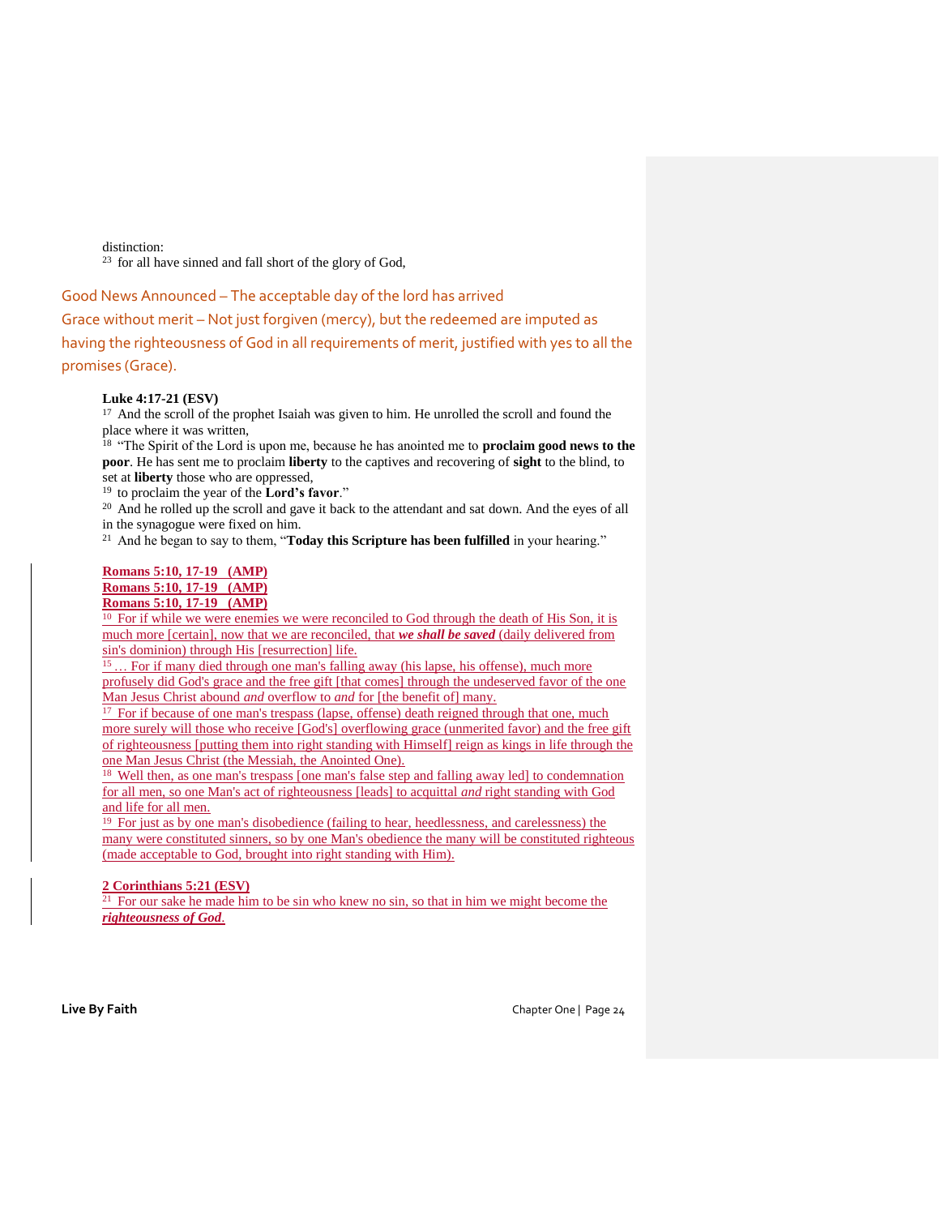distinction:
[23] for all have sinned and fall short of the glory of God,

Good News Announced – The acceptable day of the lord has arrived

Grace without merit – Not just forgiven (mercy), but the redeemed are imputed as having the righteousness of God in all requirements of merit, justified with yes to all the promises (Grace).

**Luke 4:17-21 (ESV)**
[17] And the scroll of the prophet Isaiah was given to him. He unrolled the scroll and found the place where it was written,
[18] "The Spirit of the Lord is upon me, because he has anointed me to **proclaim good news to the poor**. He has sent me to proclaim **liberty** to the captives and recovering of **sight** to the blind, to set at **liberty** those who are oppressed,
[19] to proclaim the year of the **Lord's favor**."
[20] And he rolled up the scroll and gave it back to the attendant and sat down. And the eyes of all in the synagogue were fixed on him.
[21] And he began to say to them, "**Today this Scripture has been fulfilled** in your hearing."

**Romans 5:10, 17-19 (AMP)**
**Romans 5:10, 17-19 (AMP)**
**Romans 5:10, 17-19 (AMP)**
[10] For if while we were enemies we were reconciled to God through the death of His Son, it is much more [certain], now that we are reconciled, that ***we shall be saved*** (daily delivered from sin's dominion) through His [resurrection] life.
[15] … For if many died through one man's falling away (his lapse, his offense), much more profusely did God's grace and the free gift [that comes] through the undeserved favor of the one Man Jesus Christ abound *and* overflow to *and* for [the benefit of] many.
[17] For if because of one man's trespass (lapse, offense) death reigned through that one, much more surely will those who receive [God's] overflowing grace (unmerited favor) and the free gift of righteousness [putting them into right standing with Himself] reign as kings in life through the one Man Jesus Christ (the Messiah, the Anointed One).
[18] Well then, as one man's trespass [one man's false step and falling away led] to condemnation for all men, so one Man's act of righteousness [leads] to acquittal *and* right standing with God and life for all men.
[19] For just as by one man's disobedience (failing to hear, heedlessness, and carelessness) the many were constituted sinners, so by one Man's obedience the many will be constituted righteous (made acceptable to God, brought into right standing with Him).

**2 Corinthians 5:21 (ESV)**
[21] For our sake he made him to be sin who knew no sin, so that in him we might become the ***righteousness of God***.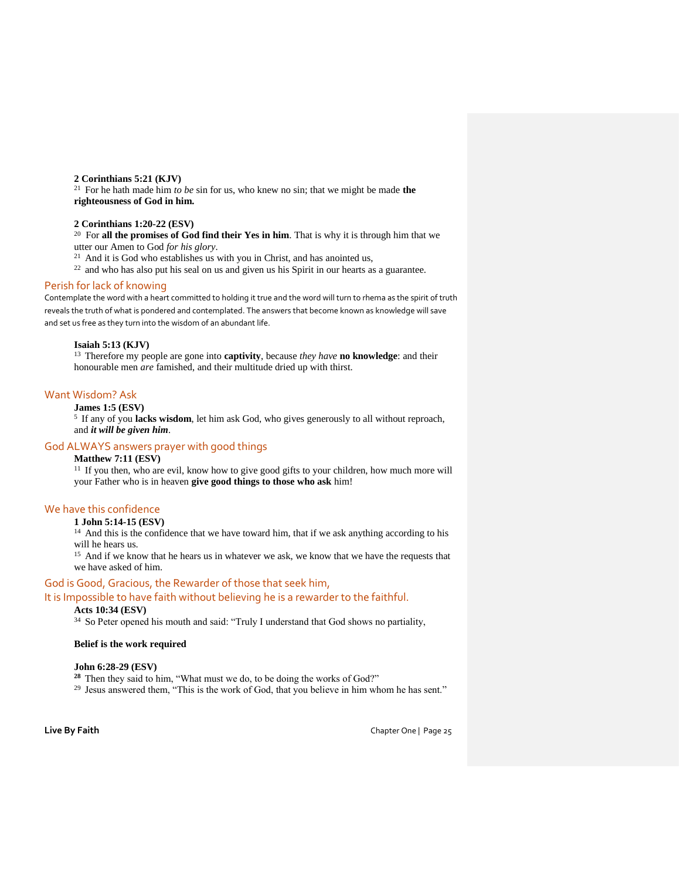**2 Corinthians 5:21 (KJV)**
[21] For he hath made him *to be* sin for us, who knew no sin; that we might be made **the righteousness of God in him.**

**2 Corinthians 1:20-22 (ESV)**
[20] For **all the promises of God find their Yes in him**. That is why it is through him that we utter our Amen to God *for his glory*.
[21] And it is God who establishes us with you in Christ, and has anointed us,
[22] and who has also put his seal on us and given us his Spirit in our hearts as a guarantee.

## Perish for lack of knowing

Contemplate the word with a heart committed to holding it true and the word will turn to rhema as the spirit of truth reveals the truth of what is pondered and contemplated. The answers that become known as knowledge will save and set us free as they turn into the wisdom of an abundant life.

**Isaiah 5:13 (KJV)**
[13] Therefore my people are gone into **captivity**, because *they have* **no knowledge**: and their honourable men *are* famished, and their multitude dried up with thirst.

## Want Wisdom? Ask

**James 1:5 (ESV)**
[5] If any of you **lacks wisdom**, let him ask God, who gives generously to all without reproach, and ***it will be given him***.

## God ALWAYS answers prayer with good things

**Matthew 7:11 (ESV)**
[11] If you then, who are evil, know how to give good gifts to your children, how much more will your Father who is in heaven **give good things to those who ask** him!

## We have this confidence

**1 John 5:14-15 (ESV)**
[14] And this is the confidence that we have toward him, that if we ask anything according to his will he hears us.
[15] And if we know that he hears us in whatever we ask, we know that we have the requests that we have asked of him.

## God is Good, Gracious, the Rewarder of those that seek him, It is Impossible to have faith without believing he is a rewarder to the faithful.

**Acts 10:34 (ESV)**
[34] So Peter opened his mouth and said: "Truly I understand that God shows no partiality,

**Belief is the work required**

**John 6:28-29 (ESV)**
[28] Then they said to him, "What must we do, to be doing the works of God?"
[29] Jesus answered them, "This is the work of God, that you believe in him whom he has sent."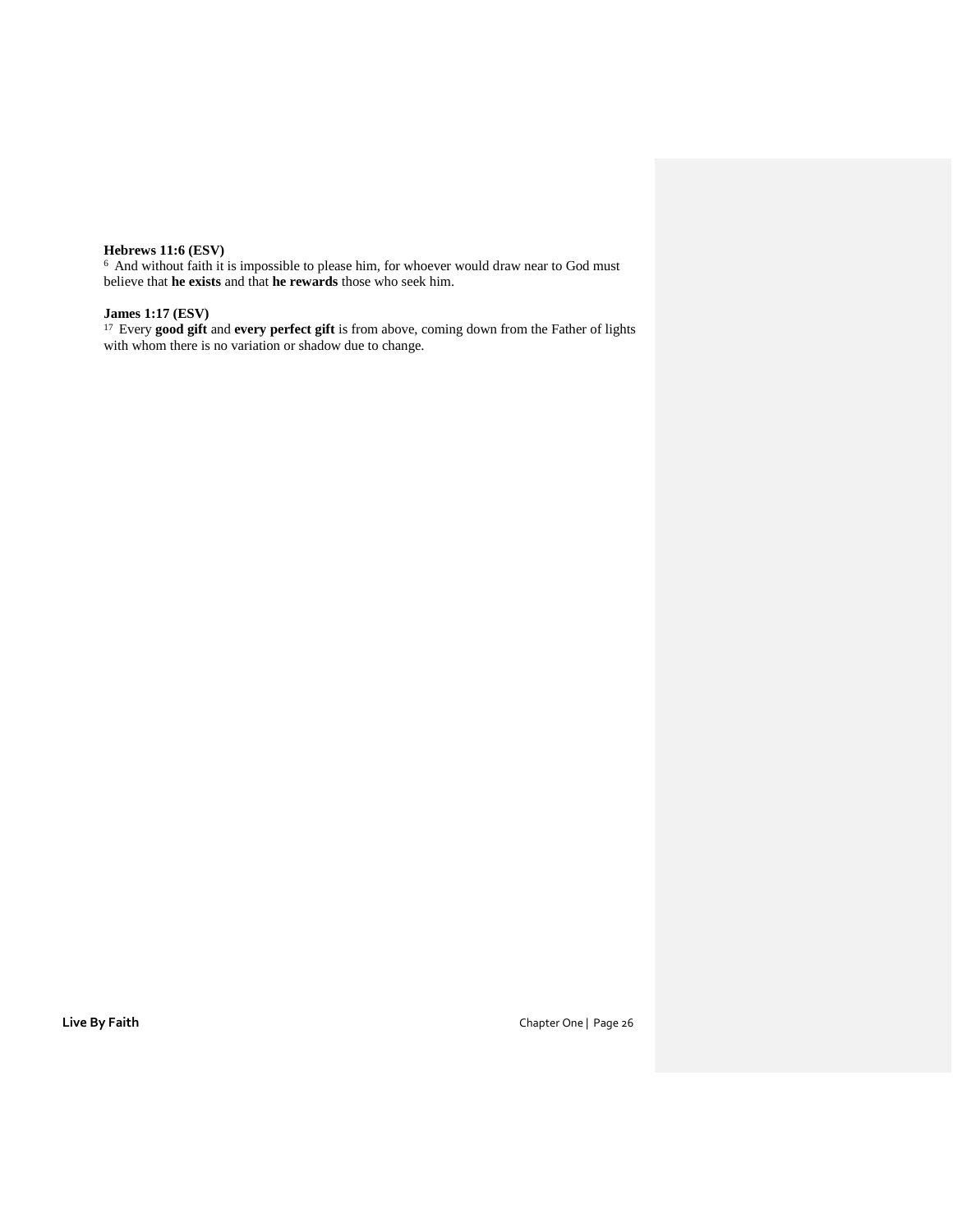**Hebrews 11:6 (ESV)**
[6] And without faith it is impossible to please him, for whoever would draw near to God must believe that **he exists** and that **he rewards** those who seek him.

**James 1:17 (ESV)**
[17] Every **good gift** and **every perfect gift** is from above, coming down from the Father of lights with whom there is no variation or shadow due to change.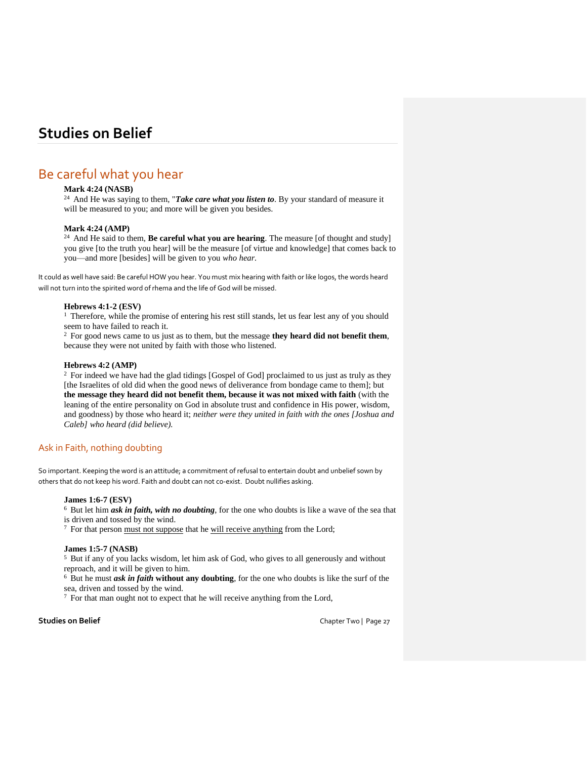# Studies on Belief

## Be careful what you hear

**Mark 4:24 (NASB)**
[24] And He was saying to them, "***Take care what you listen to***. By your standard of measure it will be measured to you; and more will be given you besides.

**Mark 4:24 (AMP)**
[24] And He said to them, **Be careful what you are hearing**. The measure [of thought and study] you give [to the truth you hear] will be the measure [of virtue and knowledge] that comes back to you—and more [besides] will be given to you *who hear.*

It could as well have said: Be careful HOW you hear. You must mix hearing with faith or like logos, the words heard will not turn into the spirited word of rhema and the life of God will be missed.

**Hebrews 4:1-2 (ESV)**
[1] Therefore, while the promise of entering his rest still stands, let us fear lest any of you should seem to have failed to reach it.
[2] For good news came to us just as to them, but the message **they heard did not benefit them**, because they were not united by faith with those who listened.

**Hebrews 4:2 (AMP)**
[2] For indeed we have had the glad tidings [Gospel of God] proclaimed to us just as truly as they [the Israelites of old did when the good news of deliverance from bondage came to them]; but **the message they heard did not benefit them, because it was not mixed with faith** (with the leaning of the entire personality on God in absolute trust and confidence in His power, wisdom, and goodness) by those who heard it; *neither were they united in faith with the ones [Joshua and Caleb] who heard (did believe).*

### Ask in Faith, nothing doubting

So important. Keeping the word is an attitude; a commitment of refusal to entertain doubt and unbelief sown by others that do not keep his word. Faith and doubt can not co-exist. Doubt nullifies asking.

**James 1:6-7 (ESV)**
[6] But let him ***ask in faith, with no doubting***, for the one who doubts is like a wave of the sea that is driven and tossed by the wind.
[7] For that person <u>must not suppose</u> that he <u>will receive anything</u> from the Lord;

**James 1:5-7 (NASB)**
[5] But if any of you lacks wisdom, let him ask of God, who gives to all generously and without reproach, and it will be given to him.
[6] But he must ***ask in faith* without any doubting**, for the one who doubts is like the surf of the sea, driven and tossed by the wind.
[7] For that man ought not to expect that he will receive anything from the Lord,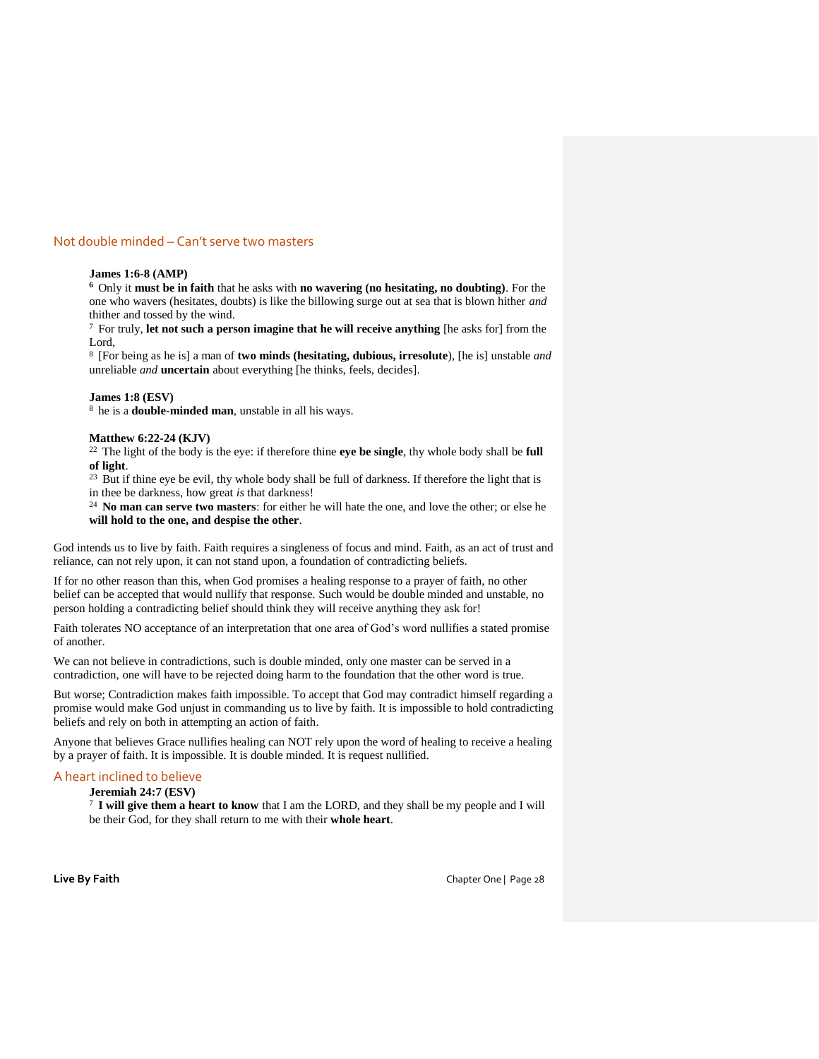## Not double minded – Can't serve two masters

> **James 1:6-8 (AMP)**
> **6** Only it **must be in faith** that he asks with **no wavering (no hesitating, no doubting)**. For the one who wavers (hesitates, doubts) is like the billowing surge out at sea that is blown hither *and* thither and tossed by the wind.
> 7 For truly, **let not such a person imagine that he will receive anything** [he asks for] from the Lord,
> 8 [For being as he is] a man of **two minds (hesitating, dubious, irresolute**), [he is] unstable *and* unreliable *and* **uncertain** about everything [he thinks, feels, decides].
>
> **James 1:8 (ESV)**
> 8 he is a **double-minded man**, unstable in all his ways.
>
> **Matthew 6:22-24 (KJV)**
> 22 The light of the body is the eye: if therefore thine **eye be single**, thy whole body shall be **full of light**.
> 23 But if thine eye be evil, thy whole body shall be full of darkness. If therefore the light that is in thee be darkness, how great *is* that darkness!
> 24 **No man can serve two masters**: for either he will hate the one, and love the other; or else he **will hold to the one, and despise the other**.

God intends us to live by faith. Faith requires a singleness of focus and mind. Faith, as an act of trust and reliance, can not rely upon, it can not stand upon, a foundation of contradicting beliefs.

If for no other reason than this, when God promises a healing response to a prayer of faith, no other belief can be accepted that would nullify that response. Such would be double minded and unstable, no person holding a contradicting belief should think they will receive anything they ask for!

Faith tolerates NO acceptance of an interpretation that one area of God's word nullifies a stated promise of another.

We can not believe in contradictions, such is double minded, only one master can be served in a contradiction, one will have to be rejected doing harm to the foundation that the other word is true.

But worse; Contradiction makes faith impossible. To accept that God may contradict himself regarding a promise would make God unjust in commanding us to live by faith. It is impossible to hold contradicting beliefs and rely on both in attempting an action of faith.

Anyone that believes Grace nullifies healing can NOT rely upon the word of healing to receive a healing by a prayer of faith. It is impossible. It is double minded. It is request nullified.

## A heart inclined to believe

> **Jeremiah 24:7 (ESV)**
> 7 **I will give them a heart to know** that I am the LORD, and they shall be my people and I will be their God, for they shall return to me with their **whole heart**.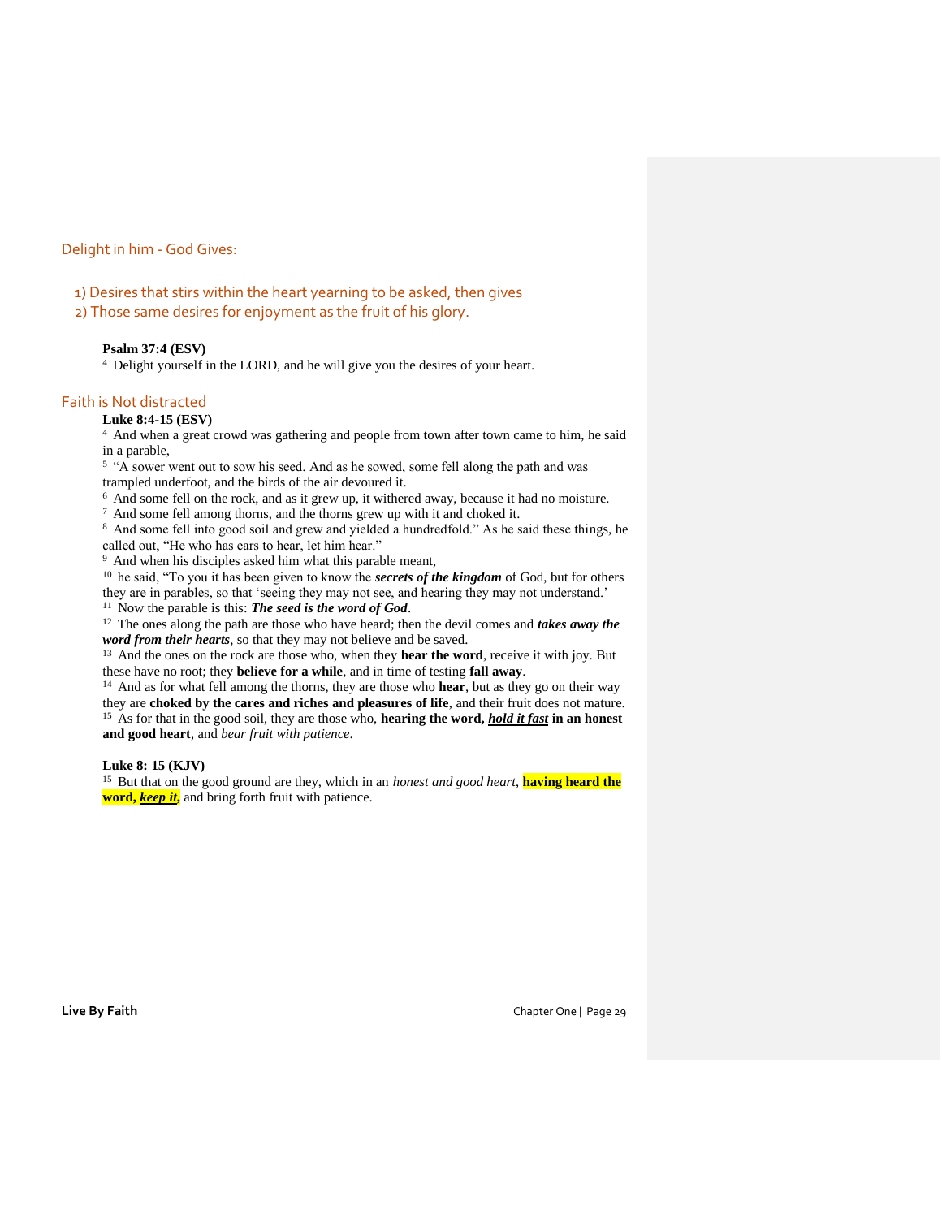## Delight in him - God Gives:

1) Desires that stirs within the heart yearning to be asked, then gives
2) Those same desires for enjoyment as the fruit of his glory.

**Psalm 37:4 (ESV)**

[4] Delight yourself in the LORD, and he will give you the desires of your heart.

## Faith is Not distracted

**Luke 8:4-15 (ESV)**

[4] And when a great crowd was gathering and people from town after town came to him, he said in a parable,

[5] "A sower went out to sow his seed. And as he sowed, some fell along the path and was trampled underfoot, and the birds of the air devoured it.

[6] And some fell on the rock, and as it grew up, it withered away, because it had no moisture.

[7] And some fell among thorns, and the thorns grew up with it and choked it.

[8] And some fell into good soil and grew and yielded a hundredfold." As he said these things, he called out, "He who has ears to hear, let him hear."

[9] And when his disciples asked him what this parable meant,

[10] he said, "To you it has been given to know the ***secrets of the kingdom*** of God, but for others they are in parables, so that 'seeing they may not see, and hearing they may not understand.'

[11] Now the parable is this: ***The seed is the word of God***.

[12] The ones along the path are those who have heard; then the devil comes and ***takes away the word from their hearts***, so that they may not believe and be saved.

[13] And the ones on the rock are those who, when they **hear the word**, receive it with joy. But these have no root; they **believe for a while**, and in time of testing **fall away**.

[14] And as for what fell among the thorns, they are those who **hear**, but as they go on their way they are **choked by the cares and riches and pleasures of life**, and their fruit does not mature.

[15] As for that in the good soil, they are those who, **hearing the word, *hold it fast* in an honest and good heart**, and *bear fruit with patience*.

**Luke 8: 15 (KJV)**

[15] But that on the good ground are they, which in an *honest and good heart*, **having heard the word, *keep it*,** and bring forth fruit with patience.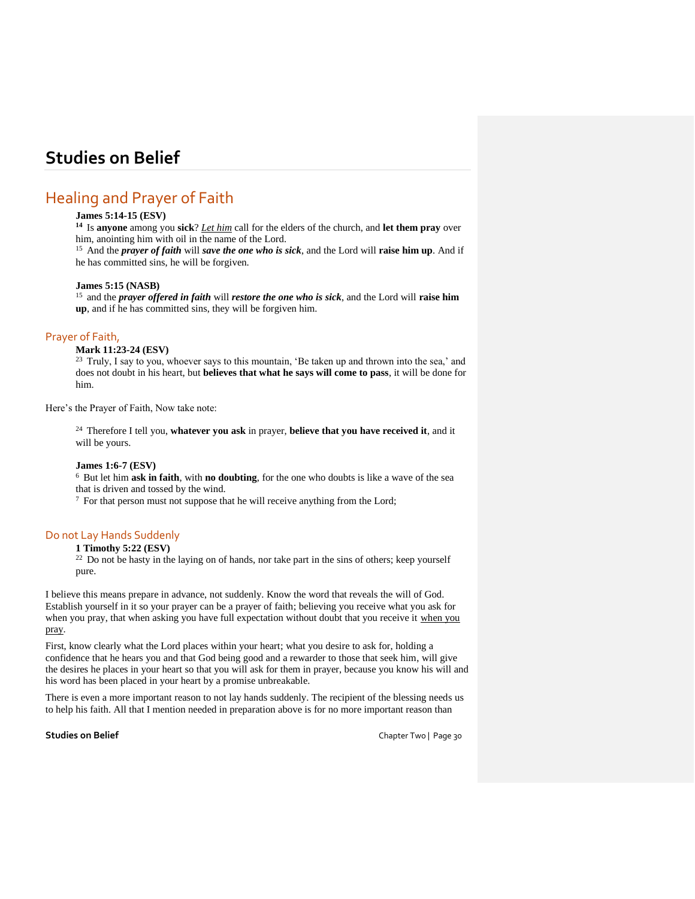# Studies on Belief

## Healing and Prayer of Faith

**James 5:14-15 (ESV)**

[14] Is **anyone** among you **sick**? *Let him* call for the elders of the church, and **let them pray** over him, anointing him with oil in the name of the Lord.

[15] And the ***prayer of faith*** will ***save the one who is sick***, and the Lord will **raise him up**. And if he has committed sins, he will be forgiven.

**James 5:15 (NASB)**

[15] and the ***prayer offered in faith*** will ***restore the one who is sick***, and the Lord will **raise him up**, and if he has committed sins, they will be forgiven him.

### Prayer of Faith,

**Mark 11:23-24 (ESV)**

[23] Truly, I say to you, whoever says to this mountain, 'Be taken up and thrown into the sea,' and does not doubt in his heart, but **believes that what he says will come to pass**, it will be done for him.

Here's the Prayer of Faith, Now take note:

[24] Therefore I tell you, **whatever you ask** in prayer, **believe that you have received it**, and it will be yours.

**James 1:6-7 (ESV)**

[6] But let him **ask in faith**, with **no doubting**, for the one who doubts is like a wave of the sea that is driven and tossed by the wind.

[7] For that person must not suppose that he will receive anything from the Lord;

### Do not Lay Hands Suddenly

**1 Timothy 5:22 (ESV)**

[22] Do not be hasty in the laying on of hands, nor take part in the sins of others; keep yourself pure.

I believe this means prepare in advance, not suddenly. Know the word that reveals the will of God. Establish yourself in it so your prayer can be a prayer of faith; believing you receive what you ask for when you pray, that when asking you have full expectation without doubt that you receive it when you pray.

First, know clearly what the Lord places within your heart; what you desire to ask for, holding a confidence that he hears you and that God being good and a rewarder to those that seek him, will give the desires he places in your heart so that you will ask for them in prayer, because you know his will and his word has been placed in your heart by a promise unbreakable.

There is even a more important reason to not lay hands suddenly. The recipient of the blessing needs us to help his faith. All that I mention needed in preparation above is for no more important reason than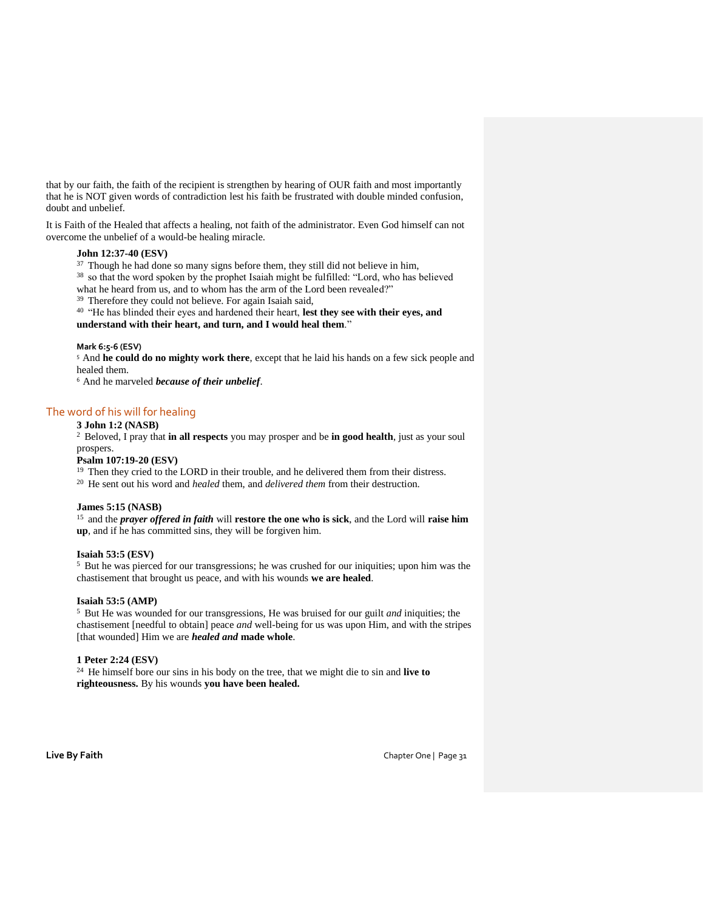that by our faith, the faith of the recipient is strengthen by hearing of OUR faith and most importantly that he is NOT given words of contradiction lest his faith be frustrated with double minded confusion, doubt and unbelief.

It is Faith of the Healed that affects a healing, not faith of the administrator. Even God himself can not overcome the unbelief of a would-be healing miracle.

> **John 12:37-40 (ESV)**
> [37] Though he had done so many signs before them, they still did not believe in him,
> [38] so that the word spoken by the prophet Isaiah might be fulfilled: "Lord, who has believed what he heard from us, and to whom has the arm of the Lord been revealed?"
> [39] Therefore they could not believe. For again Isaiah said,
> [40] "He has blinded their eyes and hardened their heart, **lest they see with their eyes, and understand with their heart, and turn, and I would heal them**."

> **Mark 6:5-6 (ESV)**
> [5] And **he could do no mighty work there**, except that he laid his hands on a few sick people and healed them.
> [6] And he marveled ***because of their unbelief***.

## The word of his will for healing

> **3 John 1:2 (NASB)**
> [2] Beloved, I pray that **in all respects** you may prosper and be **in good health**, just as your soul prospers.
>
> **Psalm 107:19-20 (ESV)**
> [19] Then they cried to the LORD in their trouble, and he delivered them from their distress.
> [20] He sent out his word and *healed* them, and *delivered them* from their destruction.

> **James 5:15 (NASB)**
> [15] and the ***prayer offered in faith*** will **restore the one who is sick**, and the Lord will **raise him up**, and if he has committed sins, they will be forgiven him.

> **Isaiah 53:5 (ESV)**
> [5] But he was pierced for our transgressions; he was crushed for our iniquities; upon him was the chastisement that brought us peace, and with his wounds **we are healed**.

> **Isaiah 53:5 (AMP)**
> [5] But He was wounded for our transgressions, He was bruised for our guilt *and* iniquities; the chastisement [needful to obtain] peace *and* well-being for us was upon Him, and with the stripes [that wounded] Him we are ***healed and*** **made whole**.

> **1 Peter 2:24 (ESV)**
> [24] He himself bore our sins in his body on the tree, that we might die to sin and **live to righteousness.** By his wounds **you have been healed.**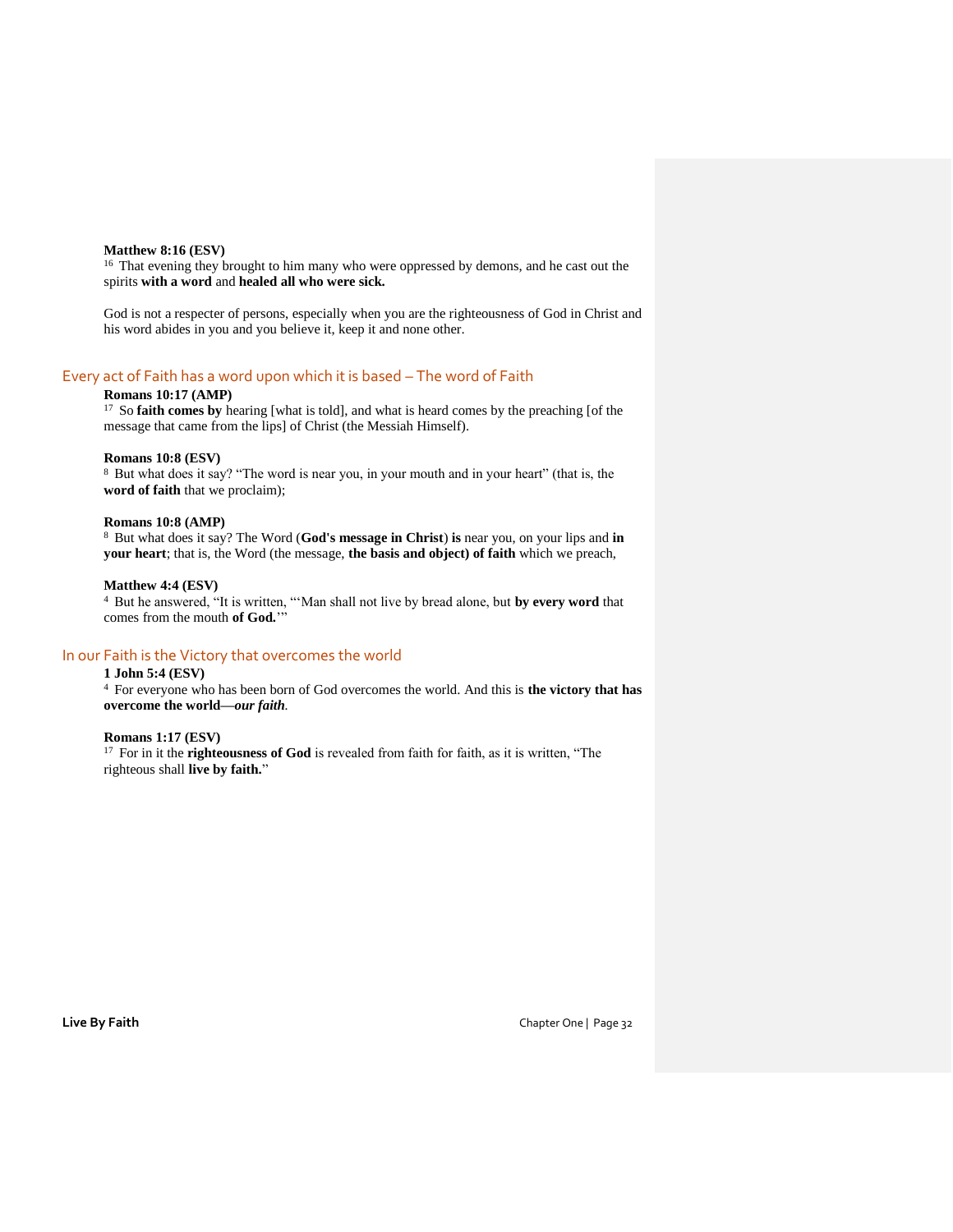**Matthew 8:16 (ESV)**
[16] That evening they brought to him many who were oppressed by demons, and he cast out the spirits **with a word** and **healed all who were sick.**

God is not a respecter of persons, especially when you are the righteousness of God in Christ and his word abides in you and you believe it, keep it and none other.

## Every act of Faith has a word upon which it is based – The word of Faith

**Romans 10:17 (AMP)**
[17] So **faith comes by** hearing [what is told], and what is heard comes by the preaching [of the message that came from the lips] of Christ (the Messiah Himself).

**Romans 10:8 (ESV)**
[8] But what does it say? "The word is near you, in your mouth and in your heart" (that is, the **word of faith** that we proclaim);

**Romans 10:8 (AMP)**
[8] But what does it say? The Word (**God's message in Christ**) **is** near you, on your lips and **in your heart**; that is, the Word (the message, **the basis and object) of faith** which we preach,

**Matthew 4:4 (ESV)**
[4] But he answered, "It is written, "'Man shall not live by bread alone, but **by every word** that comes from the mouth **of God.**'"

## In our Faith is the Victory that overcomes the world

**1 John 5:4 (ESV)**
[4] For everyone who has been born of God overcomes the world. And this is **the victory that has overcome the world—*our faith*.**

**Romans 1:17 (ESV)**
[17] For in it the **righteousness of God** is revealed from faith for faith, as it is written, "The righteous shall **live by faith.**"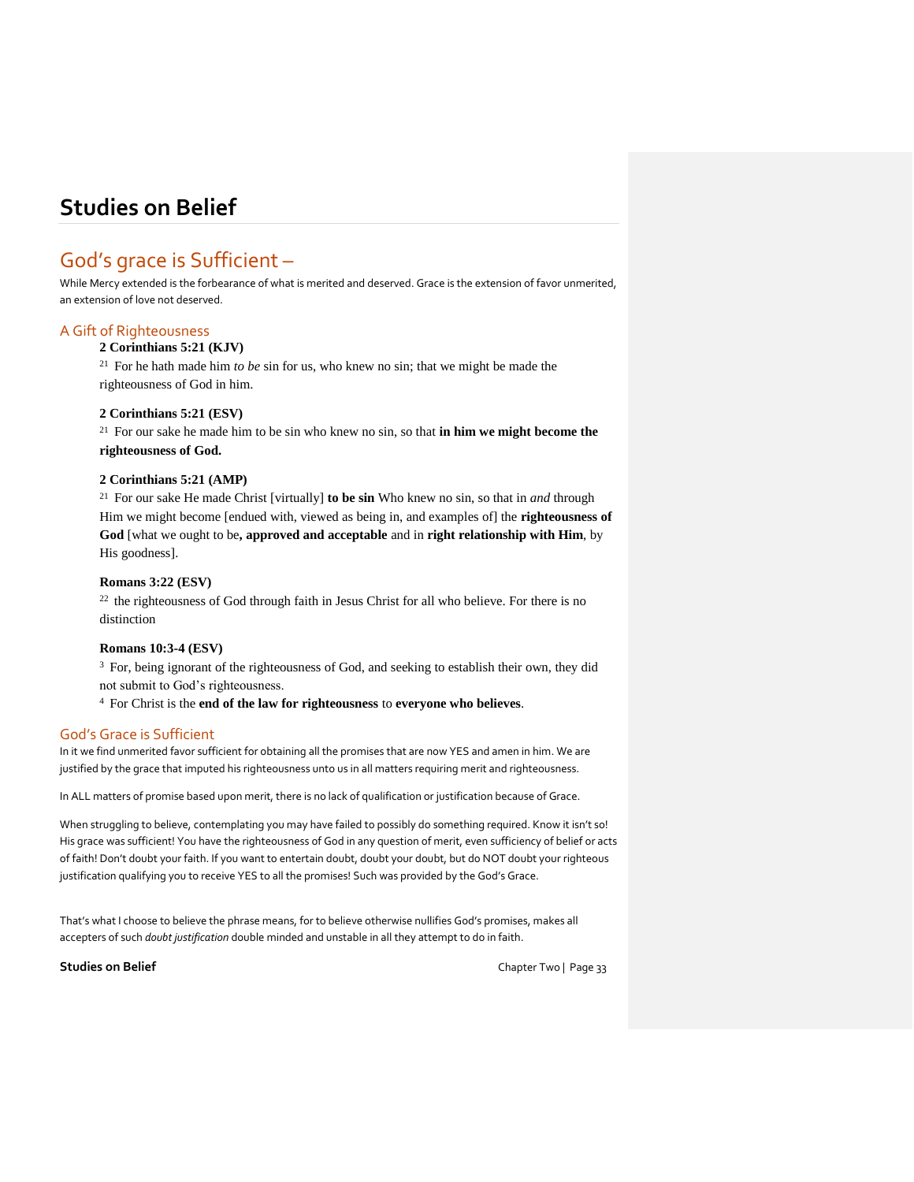# Studies on Belief

## God's grace is Sufficient –

While Mercy extended is the forbearance of what is merited and deserved. Grace is the extension of favor unmerited, an extension of love not deserved.

### A Gift of Righteousness

**2 Corinthians 5:21 (KJV)**

[21] For he hath made him *to be* sin for us, who knew no sin; that we might be made the righteousness of God in him.

**2 Corinthians 5:21 (ESV)**

[21] For our sake he made him to be sin who knew no sin, so that **in him we might become the righteousness of God.**

**2 Corinthians 5:21 (AMP)**

[21] For our sake He made Christ [virtually] **to be sin** Who knew no sin, so that in *and* through Him we might become [endued with, viewed as being in, and examples of] the **righteousness of God** [what we ought to be**, approved and acceptable** and in **right relationship with Him**, by His goodness].

**Romans 3:22 (ESV)**

[22] the righteousness of God through faith in Jesus Christ for all who believe. For there is no distinction

**Romans 10:3-4 (ESV)**

[3] For, being ignorant of the righteousness of God, and seeking to establish their own, they did not submit to God's righteousness.

[4] For Christ is the **end of the law for righteousness** to **everyone who believes**.

### God's Grace is Sufficient

In it we find unmerited favor sufficient for obtaining all the promises that are now YES and amen in him. We are justified by the grace that imputed his righteousness unto us in all matters requiring merit and righteousness.

In ALL matters of promise based upon merit, there is no lack of qualification or justification because of Grace.

When struggling to believe, contemplating you may have failed to possibly do something required. Know it isn't so! His grace was sufficient! You have the righteousness of God in any question of merit, even sufficiency of belief or acts of faith! Don't doubt your faith. If you want to entertain doubt, doubt your doubt, but do NOT doubt your righteous justification qualifying you to receive YES to all the promises! Such was provided by the God's Grace.

That's what I choose to believe the phrase means, for to believe otherwise nullifies God's promises, makes all accepters of such *doubt justification* double minded and unstable in all they attempt to do in faith.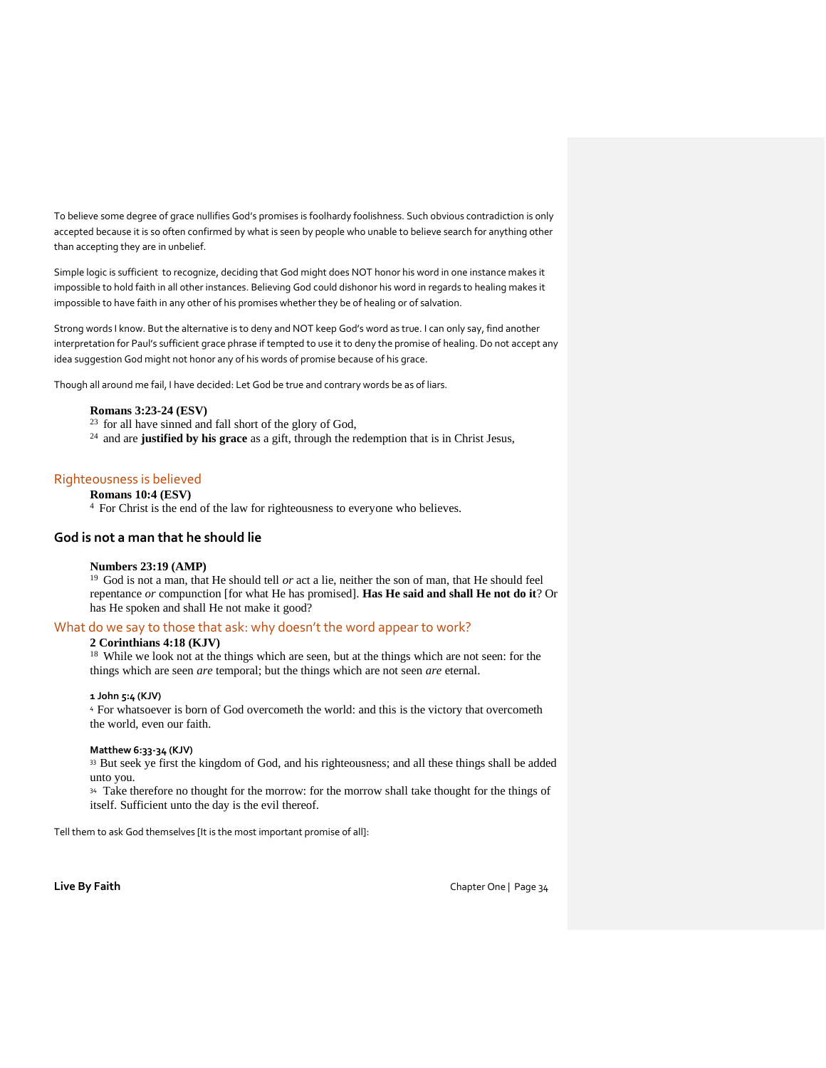To believe some degree of grace nullifies God's promises is foolhardy foolishness. Such obvious contradiction is only accepted because it is so often confirmed by what is seen by people who unable to believe search for anything other than accepting they are in unbelief.

Simple logic is sufficient to recognize, deciding that God might does NOT honor his word in one instance makes it impossible to hold faith in all other instances. Believing God could dishonor his word in regards to healing makes it impossible to have faith in any other of his promises whether they be of healing or of salvation.

Strong words I know. But the alternative is to deny and NOT keep God's word as true. I can only say, find another interpretation for Paul's sufficient grace phrase if tempted to use it to deny the promise of healing. Do not accept any idea suggestion God might not honor any of his words of promise because of his grace.

Though all around me fail, I have decided: Let God be true and contrary words be as of liars.

> **Romans 3:23-24 (ESV)**
> 23 for all have sinned and fall short of the glory of God,
> 24 and are **justified by his grace** as a gift, through the redemption that is in Christ Jesus,

## Righteousness is believed

> **Romans 10:4 (ESV)**
> 4 For Christ is the end of the law for righteousness to everyone who believes.

## God is not a man that he should lie

> **Numbers 23:19 (AMP)**
> 19 God is not a man, that He should tell *or* act a lie, neither the son of man, that He should feel repentance *or* compunction [for what He has promised]. **Has He said and shall He not do it**? Or has He spoken and shall He not make it good?

## What do we say to those that ask: why doesn't the word appear to work?

> **2 Corinthians 4:18 (KJV)**
> 18 While we look not at the things which are seen, but at the things which are not seen: for the things which are seen *are* temporal; but the things which are not seen *are* eternal.

> **1 John 5:4 (KJV)**
> 4 For whatsoever is born of God overcometh the world: and this is the victory that overcometh the world, even our faith.

> **Matthew 6:33-34 (KJV)**
> 33 But seek ye first the kingdom of God, and his righteousness; and all these things shall be added unto you.
> 34 Take therefore no thought for the morrow: for the morrow shall take thought for the things of itself. Sufficient unto the day is the evil thereof.

Tell them to ask God themselves [It is the most important promise of all]: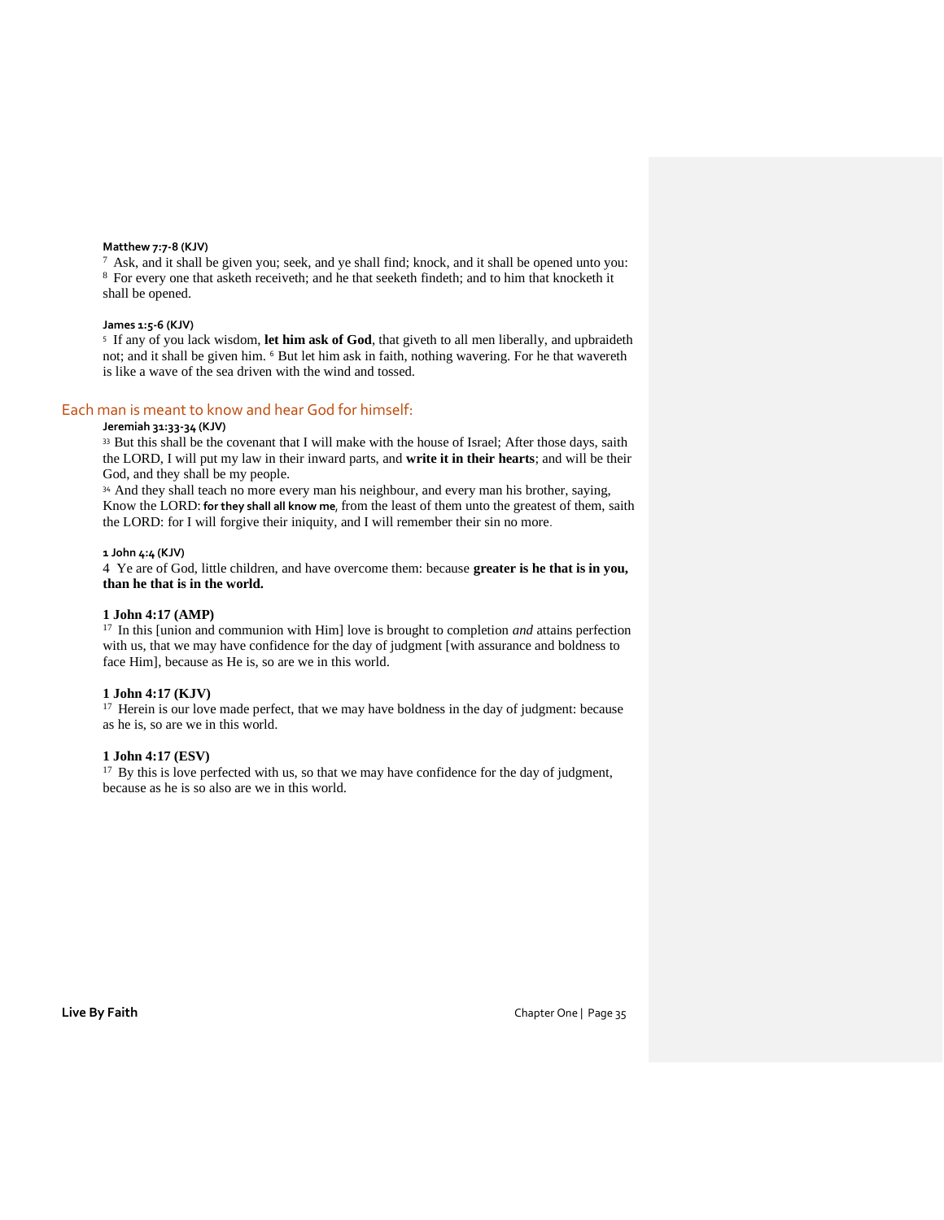**Matthew 7:7-8 (KJV)**

7 Ask, and it shall be given you; seek, and ye shall find; knock, and it shall be opened unto you:
8 For every one that asketh receiveth; and he that seeketh findeth; and to him that knocketh it shall be opened.

**James 1:5-6 (KJV)**

5 If any of you lack wisdom, **let him ask of God**, that giveth to all men liberally, and upbraideth not; and it shall be given him. 6 But let him ask in faith, nothing wavering. For he that wavereth is like a wave of the sea driven with the wind and tossed.

## Each man is meant to know and hear God for himself:

**Jeremiah 31:33-34 (KJV)**

33 But this shall be the covenant that I will make with the house of Israel; After those days, saith the LORD, I will put my law in their inward parts, and **write it in their hearts**; and will be their God, and they shall be my people.
34 And they shall teach no more every man his neighbour, and every man his brother, saying, Know the LORD: **for they shall all know me**, from the least of them unto the greatest of them, saith the LORD: for I will forgive their iniquity, and I will remember their sin no more.

**1 John 4:4 (KJV)**

4 Ye are of God, little children, and have overcome them: because **greater is he that is in you, than he that is in the world.**

**1 John 4:17 (AMP)**

17 In this [union and communion with Him] love is brought to completion *and* attains perfection with us, that we may have confidence for the day of judgment [with assurance and boldness to face Him], because as He is, so are we in this world.

**1 John 4:17 (KJV)**

17 Herein is our love made perfect, that we may have boldness in the day of judgment: because as he is, so are we in this world.

**1 John 4:17 (ESV)**

17 By this is love perfected with us, so that we may have confidence for the day of judgment, because as he is so also are we in this world.